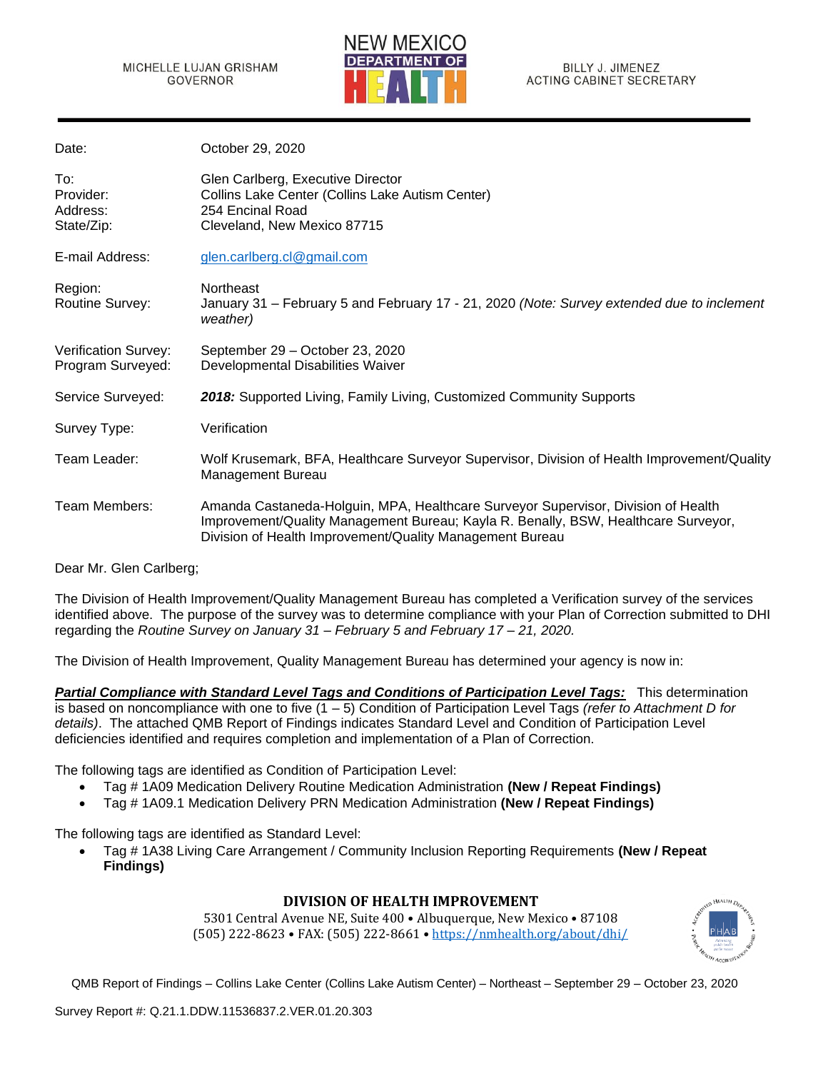MICHELLE LUJAN GRISHAM
GOVERNOR

NEW MEXICO DEPARTMENT OF HEALTH

BILLY J. JIMENEZ
ACTING CABINET SECRETARY

| | |
|---|---|
| Date: | October 29, 2020 |
| To: | Glen Carlberg, Executive Director |
| Provider: | Collins Lake Center (Collins Lake Autism Center) |
| Address: | 254 Encinal Road |
| State/Zip: | Cleveland, New Mexico 87715 |
| E-mail Address: | glen.carlberg.cl@gmail.com |
| Region: | Northeast |
| Routine Survey: | January 31 – February 5 and February 17 - 21, 2020 *(Note: Survey extended due to inclement weather)* |
| Verification Survey: | September 29 – October 23, 2020 |
| Program Surveyed: | Developmental Disabilities Waiver |
| Service Surveyed: | ***2018:*** Supported Living, Family Living, Customized Community Supports |
| Survey Type: | Verification |
| Team Leader: | Wolf Krusemark, BFA, Healthcare Surveyor Supervisor, Division of Health Improvement/Quality Management Bureau |
| Team Members: | Amanda Castaneda-Holguin, MPA, Healthcare Surveyor Supervisor, Division of Health Improvement/Quality Management Bureau; Kayla R. Benally, BSW, Healthcare Surveyor, Division of Health Improvement/Quality Management Bureau |

Dear Mr. Glen Carlberg;

The Division of Health Improvement/Quality Management Bureau has completed a Verification survey of the services identified above. The purpose of the survey was to determine compliance with your Plan of Correction submitted to DHI regarding the *Routine Survey on January 31 – February 5 and February 17 – 21, 2020.*

The Division of Health Improvement, Quality Management Bureau has determined your agency is now in:

***Partial Compliance with Standard Level Tags and Conditions of Participation Level Tags:*** This determination is based on noncompliance with one to five (1 – 5) Condition of Participation Level Tags *(refer to Attachment D for details)*. The attached QMB Report of Findings indicates Standard Level and Condition of Participation Level deficiencies identified and requires completion and implementation of a Plan of Correction.

The following tags are identified as Condition of Participation Level:

- Tag # 1A09 Medication Delivery Routine Medication Administration **(New / Repeat Findings)**
- Tag # 1A09.1 Medication Delivery PRN Medication Administration **(New / Repeat Findings)**

The following tags are identified as Standard Level:

- Tag # 1A38 Living Care Arrangement / Community Inclusion Reporting Requirements **(New / Repeat Findings)**

**DIVISION OF HEALTH IMPROVEMENT**

5301 Central Avenue NE, Suite 400 • Albuquerque, New Mexico • 87108
(505) 222-8623 • FAX: (505) 222-8661 • https://nmhealth.org/about/dhi/

QMB Report of Findings – Collins Lake Center (Collins Lake Autism Center) – Northeast – September 29 – October 23, 2020

Survey Report #: Q.21.1.DDW.11536837.2.VER.01.20.303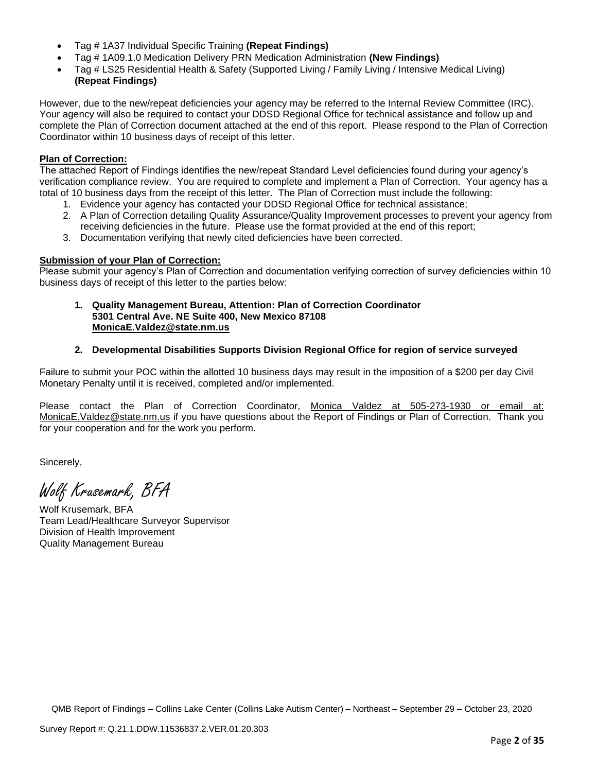- Tag # 1A37 Individual Specific Training **(Repeat Findings)**
- Tag # 1A09.1.0 Medication Delivery PRN Medication Administration **(New Findings)**
- Tag # LS25 Residential Health & Safety (Supported Living / Family Living / Intensive Medical Living) **(Repeat Findings)**

However, due to the new/repeat deficiencies your agency may be referred to the Internal Review Committee (IRC). Your agency will also be required to contact your DDSD Regional Office for technical assistance and follow up and complete the Plan of Correction document attached at the end of this report. Please respond to the Plan of Correction Coordinator within 10 business days of receipt of this letter.

**Plan of Correction:**
The attached Report of Findings identifies the new/repeat Standard Level deficiencies found during your agency's verification compliance review. You are required to complete and implement a Plan of Correction. Your agency has a total of 10 business days from the receipt of this letter. The Plan of Correction must include the following:

1. Evidence your agency has contacted your DDSD Regional Office for technical assistance;
2. A Plan of Correction detailing Quality Assurance/Quality Improvement processes to prevent your agency from receiving deficiencies in the future. Please use the format provided at the end of this report;
3. Documentation verifying that newly cited deficiencies have been corrected.

**Submission of your Plan of Correction:**
Please submit your agency's Plan of Correction and documentation verifying correction of survey deficiencies within 10 business days of receipt of this letter to the parties below:

1. **Quality Management Bureau, Attention: Plan of Correction Coordinator**
   **5301 Central Ave. NE Suite 400, New Mexico 87108**
   **MonicaE.Valdez@state.nm.us**

2. **Developmental Disabilities Supports Division Regional Office for region of service surveyed**

Failure to submit your POC within the allotted 10 business days may result in the imposition of a $200 per day Civil Monetary Penalty until it is received, completed and/or implemented.

Please contact the Plan of Correction Coordinator, Monica Valdez at 505-273-1930 or email at: MonicaE.Valdez@state.nm.us if you have questions about the Report of Findings or Plan of Correction. Thank you for your cooperation and for the work you perform.

Sincerely,

Wolf Krusemark, BFA

Wolf Krusemark, BFA
Team Lead/Healthcare Surveyor Supervisor
Division of Health Improvement
Quality Management Bureau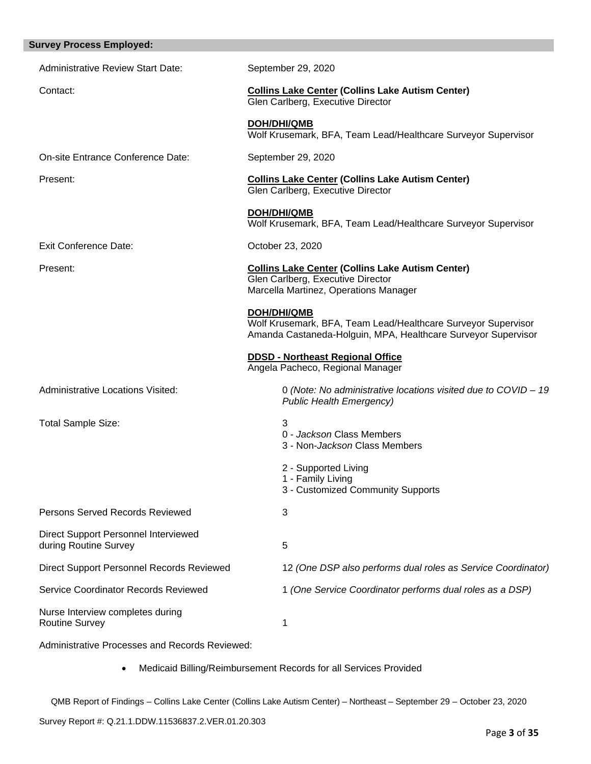## Survey Process Employed:

Administrative Review Start Date: September 29, 2020

Contact:

**Collins Lake Center (Collins Lake Autism Center)**
Glen Carlberg, Executive Director

**DOH/DHI/QMB**
Wolf Krusemark, BFA, Team Lead/Healthcare Surveyor Supervisor

On-site Entrance Conference Date: September 29, 2020

Present:

**Collins Lake Center (Collins Lake Autism Center)**
Glen Carlberg, Executive Director

**DOH/DHI/QMB**
Wolf Krusemark, BFA, Team Lead/Healthcare Surveyor Supervisor

Exit Conference Date: October 23, 2020

Present:

**Collins Lake Center (Collins Lake Autism Center)**
Glen Carlberg, Executive Director
Marcella Martinez, Operations Manager

**DOH/DHI/QMB**
Wolf Krusemark, BFA, Team Lead/Healthcare Surveyor Supervisor
Amanda Castaneda-Holguin, MPA, Healthcare Surveyor Supervisor

**DDSD - Northeast Regional Office**
Angela Pacheco, Regional Manager

Administrative Locations Visited: 0 *(Note: No administrative locations visited due to COVID – 19 Public Health Emergency)*

Total Sample Size: 3

0 - *Jackson* Class Members
3 - Non-*Jackson* Class Members

2 - Supported Living
1 - Family Living
3 - Customized Community Supports

Persons Served Records Reviewed: 3

Direct Support Personnel Interviewed during Routine Survey: 5

Direct Support Personnel Records Reviewed: 12 *(One DSP also performs dual roles as Service Coordinator)*

Service Coordinator Records Reviewed: 1 *(One Service Coordinator performs dual roles as a DSP)*

Nurse Interview completes during Routine Survey: 1

Administrative Processes and Records Reviewed:

- Medicaid Billing/Reimbursement Records for all Services Provided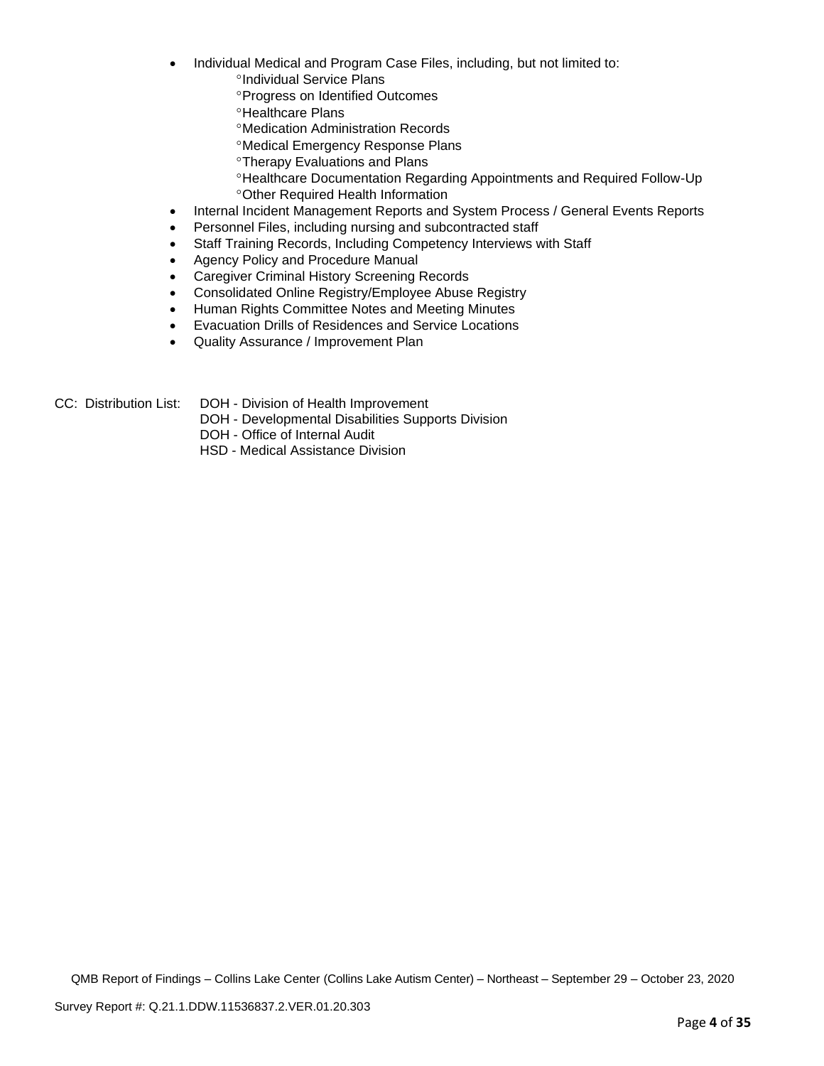- Individual Medical and Program Case Files, including, but not limited to:
  - °Individual Service Plans
  - °Progress on Identified Outcomes
  - °Healthcare Plans
  - °Medication Administration Records
  - °Medical Emergency Response Plans
  - °Therapy Evaluations and Plans
  - °Healthcare Documentation Regarding Appointments and Required Follow-Up
  - °Other Required Health Information
- Internal Incident Management Reports and System Process / General Events Reports
- Personnel Files, including nursing and subcontracted staff
- Staff Training Records, Including Competency Interviews with Staff
- Agency Policy and Procedure Manual
- Caregiver Criminal History Screening Records
- Consolidated Online Registry/Employee Abuse Registry
- Human Rights Committee Notes and Meeting Minutes
- Evacuation Drills of Residences and Service Locations
- Quality Assurance / Improvement Plan

CC: Distribution List: DOH - Division of Health Improvement
DOH - Developmental Disabilities Supports Division
DOH - Office of Internal Audit
HSD - Medical Assistance Division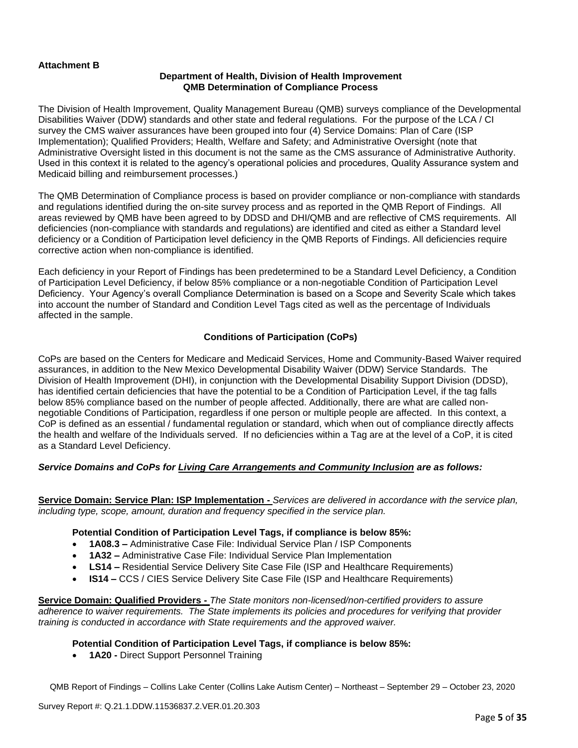**Attachment B**

**Department of Health, Division of Health Improvement**
**QMB Determination of Compliance Process**

The Division of Health Improvement, Quality Management Bureau (QMB) surveys compliance of the Developmental Disabilities Waiver (DDW) standards and other state and federal regulations. For the purpose of the LCA / CI survey the CMS waiver assurances have been grouped into four (4) Service Domains: Plan of Care (ISP Implementation); Qualified Providers; Health, Welfare and Safety; and Administrative Oversight (note that Administrative Oversight listed in this document is not the same as the CMS assurance of Administrative Authority. Used in this context it is related to the agency's operational policies and procedures, Quality Assurance system and Medicaid billing and reimbursement processes.)

The QMB Determination of Compliance process is based on provider compliance or non-compliance with standards and regulations identified during the on-site survey process and as reported in the QMB Report of Findings. All areas reviewed by QMB have been agreed to by DDSD and DHI/QMB and are reflective of CMS requirements. All deficiencies (non-compliance with standards and regulations) are identified and cited as either a Standard level deficiency or a Condition of Participation level deficiency in the QMB Reports of Findings. All deficiencies require corrective action when non-compliance is identified.

Each deficiency in your Report of Findings has been predetermined to be a Standard Level Deficiency, a Condition of Participation Level Deficiency, if below 85% compliance or a non-negotiable Condition of Participation Level Deficiency. Your Agency's overall Compliance Determination is based on a Scope and Severity Scale which takes into account the number of Standard and Condition Level Tags cited as well as the percentage of Individuals affected in the sample.

**Conditions of Participation (CoPs)**

CoPs are based on the Centers for Medicare and Medicaid Services, Home and Community-Based Waiver required assurances, in addition to the New Mexico Developmental Disability Waiver (DDW) Service Standards. The Division of Health Improvement (DHI), in conjunction with the Developmental Disability Support Division (DDSD), has identified certain deficiencies that have the potential to be a Condition of Participation Level, if the tag falls below 85% compliance based on the number of people affected. Additionally, there are what are called non-negotiable Conditions of Participation, regardless if one person or multiple people are affected. In this context, a CoP is defined as an essential / fundamental regulation or standard, which when out of compliance directly affects the health and welfare of the Individuals served. If no deficiencies within a Tag are at the level of a CoP, it is cited as a Standard Level Deficiency.

***Service Domains and CoPs for Living Care Arrangements and Community Inclusion are as follows:***

**Service Domain: Service Plan: ISP Implementation -** *Services are delivered in accordance with the service plan, including type, scope, amount, duration and frequency specified in the service plan.*

**Potential Condition of Participation Level Tags, if compliance is below 85%:**

- **1A08.3 –** Administrative Case File: Individual Service Plan / ISP Components
- **1A32 –** Administrative Case File: Individual Service Plan Implementation
- **LS14 –** Residential Service Delivery Site Case File (ISP and Healthcare Requirements)
- **IS14 –** CCS / CIES Service Delivery Site Case File (ISP and Healthcare Requirements)

**Service Domain: Qualified Providers -** *The State monitors non-licensed/non-certified providers to assure adherence to waiver requirements. The State implements its policies and procedures for verifying that provider training is conducted in accordance with State requirements and the approved waiver.*

**Potential Condition of Participation Level Tags, if compliance is below 85%:**

- **1A20 -** Direct Support Personnel Training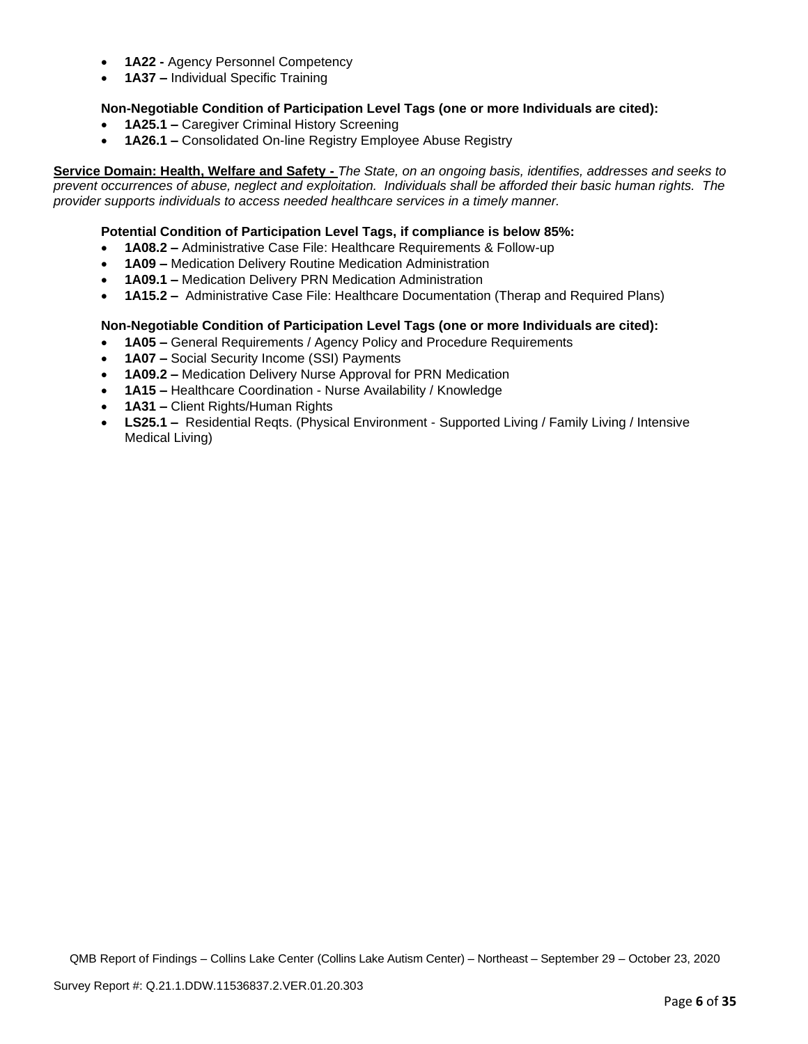- **1A22 -** Agency Personnel Competency
- **1A37 –** Individual Specific Training

**Non-Negotiable Condition of Participation Level Tags (one or more Individuals are cited):**

- **1A25.1 –** Caregiver Criminal History Screening
- **1A26.1 –** Consolidated On-line Registry Employee Abuse Registry

**Service Domain: Health, Welfare and Safety -** *The State, on an ongoing basis, identifies, addresses and seeks to prevent occurrences of abuse, neglect and exploitation. Individuals shall be afforded their basic human rights. The provider supports individuals to access needed healthcare services in a timely manner.*

**Potential Condition of Participation Level Tags, if compliance is below 85%:**

- **1A08.2 –** Administrative Case File: Healthcare Requirements & Follow-up
- **1A09 –** Medication Delivery Routine Medication Administration
- **1A09.1 –** Medication Delivery PRN Medication Administration
- **1A15.2 –** Administrative Case File: Healthcare Documentation (Therap and Required Plans)

**Non-Negotiable Condition of Participation Level Tags (one or more Individuals are cited):**

- **1A05 –** General Requirements / Agency Policy and Procedure Requirements
- **1A07 –** Social Security Income (SSI) Payments
- **1A09.2 –** Medication Delivery Nurse Approval for PRN Medication
- **1A15 –** Healthcare Coordination - Nurse Availability / Knowledge
- **1A31 –** Client Rights/Human Rights
- **LS25.1 –** Residential Reqts. (Physical Environment - Supported Living / Family Living / Intensive Medical Living)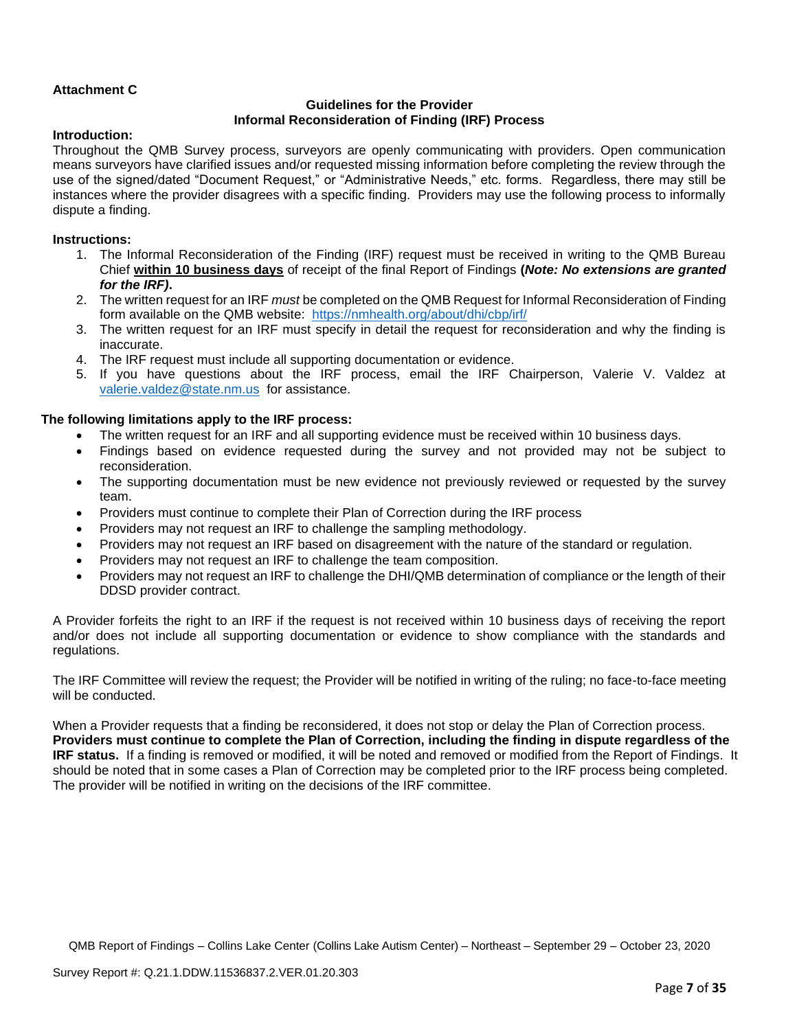**Attachment C**

**Guidelines for the Provider**
**Informal Reconsideration of Finding (IRF) Process**

**Introduction:**

Throughout the QMB Survey process, surveyors are openly communicating with providers. Open communication means surveyors have clarified issues and/or requested missing information before completing the review through the use of the signed/dated "Document Request," or "Administrative Needs," etc. forms. Regardless, there may still be instances where the provider disagrees with a specific finding. Providers may use the following process to informally dispute a finding.

**Instructions:**

1. The Informal Reconsideration of the Finding (IRF) request must be received in writing to the QMB Bureau Chief **within 10 business days** of receipt of the final Report of Findings **(*Note: No extensions are granted for the IRF)*.**
2. The written request for an IRF *must* be completed on the QMB Request for Informal Reconsideration of Finding form available on the QMB website: https://nmhealth.org/about/dhi/cbp/irf/
3. The written request for an IRF must specify in detail the request for reconsideration and why the finding is inaccurate.
4. The IRF request must include all supporting documentation or evidence.
5. If you have questions about the IRF process, email the IRF Chairperson, Valerie V. Valdez at valerie.valdez@state.nm.us for assistance.

**The following limitations apply to the IRF process:**

- The written request for an IRF and all supporting evidence must be received within 10 business days.
- Findings based on evidence requested during the survey and not provided may not be subject to reconsideration.
- The supporting documentation must be new evidence not previously reviewed or requested by the survey team.
- Providers must continue to complete their Plan of Correction during the IRF process
- Providers may not request an IRF to challenge the sampling methodology.
- Providers may not request an IRF based on disagreement with the nature of the standard or regulation.
- Providers may not request an IRF to challenge the team composition.
- Providers may not request an IRF to challenge the DHI/QMB determination of compliance or the length of their DDSD provider contract.

A Provider forfeits the right to an IRF if the request is not received within 10 business days of receiving the report and/or does not include all supporting documentation or evidence to show compliance with the standards and regulations.

The IRF Committee will review the request; the Provider will be notified in writing of the ruling; no face-to-face meeting will be conducted.

When a Provider requests that a finding be reconsidered, it does not stop or delay the Plan of Correction process. **Providers must continue to complete the Plan of Correction, including the finding in dispute regardless of the IRF status.** If a finding is removed or modified, it will be noted and removed or modified from the Report of Findings. It should be noted that in some cases a Plan of Correction may be completed prior to the IRF process being completed. The provider will be notified in writing on the decisions of the IRF committee.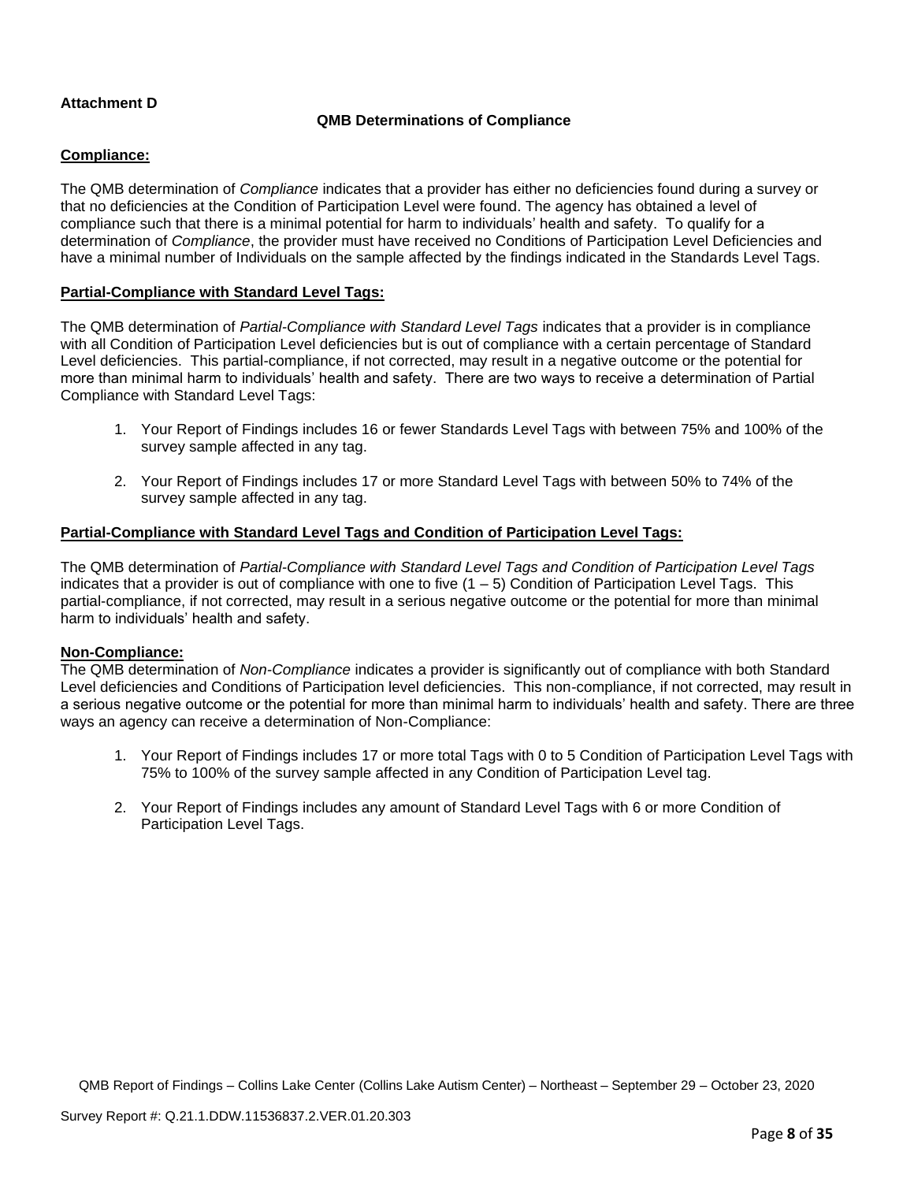**Attachment D**

**QMB Determinations of Compliance**

**Compliance:**

The QMB determination of *Compliance* indicates that a provider has either no deficiencies found during a survey or that no deficiencies at the Condition of Participation Level were found. The agency has obtained a level of compliance such that there is a minimal potential for harm to individuals' health and safety. To qualify for a determination of *Compliance*, the provider must have received no Conditions of Participation Level Deficiencies and have a minimal number of Individuals on the sample affected by the findings indicated in the Standards Level Tags.

**Partial-Compliance with Standard Level Tags:**

The QMB determination of *Partial-Compliance with Standard Level Tags* indicates that a provider is in compliance with all Condition of Participation Level deficiencies but is out of compliance with a certain percentage of Standard Level deficiencies. This partial-compliance, if not corrected, may result in a negative outcome or the potential for more than minimal harm to individuals' health and safety. There are two ways to receive a determination of Partial Compliance with Standard Level Tags:

1. Your Report of Findings includes 16 or fewer Standards Level Tags with between 75% and 100% of the survey sample affected in any tag.
2. Your Report of Findings includes 17 or more Standard Level Tags with between 50% to 74% of the survey sample affected in any tag.

**Partial-Compliance with Standard Level Tags and Condition of Participation Level Tags:**

The QMB determination of *Partial-Compliance with Standard Level Tags and Condition of Participation Level Tags* indicates that a provider is out of compliance with one to five (1 – 5) Condition of Participation Level Tags. This partial-compliance, if not corrected, may result in a serious negative outcome or the potential for more than minimal harm to individuals' health and safety.

**Non-Compliance:**

The QMB determination of *Non-Compliance* indicates a provider is significantly out of compliance with both Standard Level deficiencies and Conditions of Participation level deficiencies. This non-compliance, if not corrected, may result in a serious negative outcome or the potential for more than minimal harm to individuals' health and safety. There are three ways an agency can receive a determination of Non-Compliance:

1. Your Report of Findings includes 17 or more total Tags with 0 to 5 Condition of Participation Level Tags with 75% to 100% of the survey sample affected in any Condition of Participation Level tag.
2. Your Report of Findings includes any amount of Standard Level Tags with 6 or more Condition of Participation Level Tags.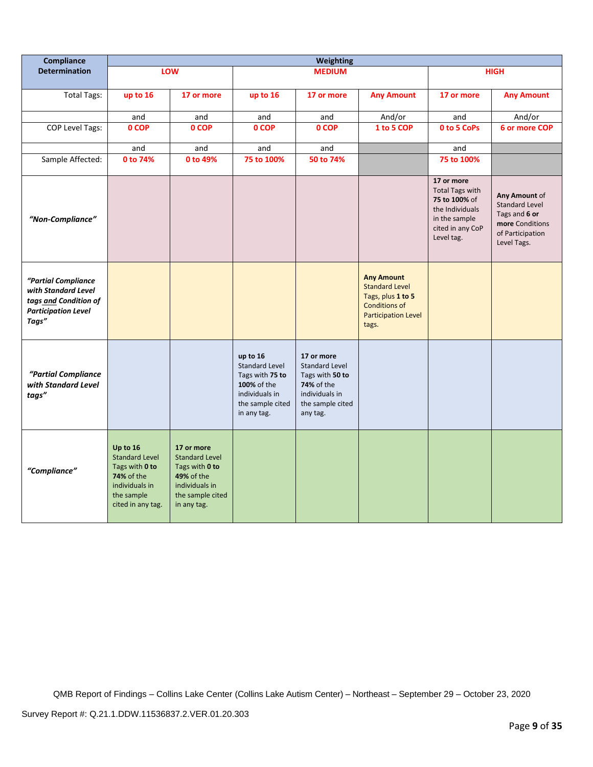| Compliance Determination | Weighting | | | | | | |
|---|---|---|---|---|---|---|---|
| | LOW | | MEDIUM | | | HIGH | |
| Total Tags: | up to 16 | 17 or more | up to 16 | 17 or more | Any Amount | 17 or more | Any Amount |
| | and | and | and | and | And/or | and | And/or |
| COP Level Tags: | 0 COP | 0 COP | 0 COP | 0 COP | 1 to 5 COP | 0 to 5 CoPs | 6 or more COP |
| | and | and | and | and | | and | |
| Sample Affected: | 0 to 74% | 0 to 49% | 75 to 100% | 50 to 74% | | 75 to 100% | |
| *"Non-Compliance"* | | | | | | **17 or more** Total Tags with **75 to 100%** of the Individuals in the sample cited in any CoP Level tag. | **Any Amount** of Standard Level Tags and **6 or more** Conditions of Participation Level Tags. |
| ***"Partial Compliance with Standard Level tags and Condition of Participation Level Tags"*** | | | | | **Any Amount** Standard Level Tags, plus **1 to 5** Conditions of Participation Level tags. | | |
| ***"Partial Compliance with Standard Level tags"*** | | | **up to 16** Standard Level Tags with **75 to 100%** of the individuals in the sample cited in any tag. | **17 or more** Standard Level Tags with **50 to 74%** of the individuals in the sample cited any tag. | | | |
| ***"Compliance"*** | **Up to 16** Standard Level Tags with **0 to 74%** of the individuals in the sample cited in any tag. | **17 or more** Standard Level Tags with **0 to 49%** of the individuals in the sample cited in any tag. | | | | | |

QMB Report of Findings – Collins Lake Center (Collins Lake Autism Center) – Northeast – September 29 – October 23, 2020

Survey Report #: Q.21.1.DDW.11536837.2.VER.01.20.303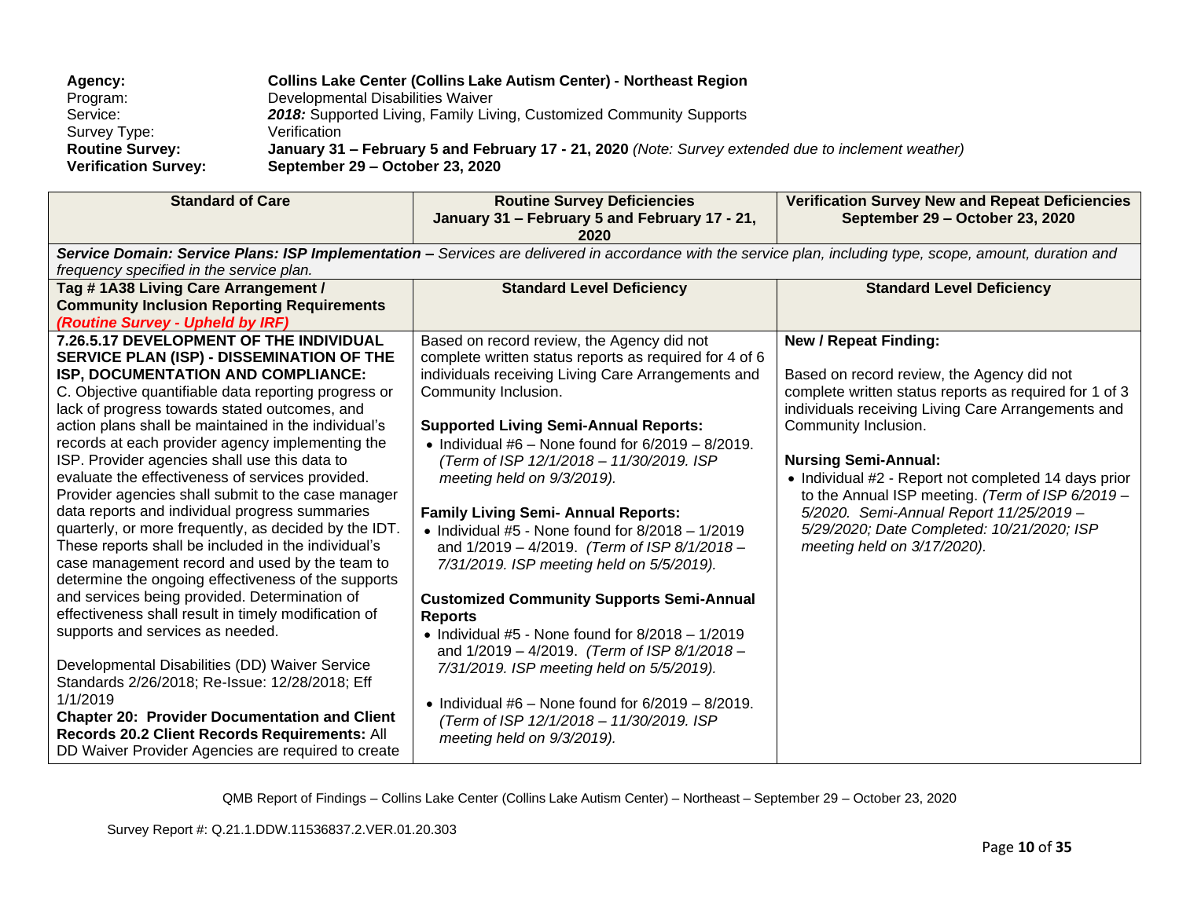**Agency:** **Collins Lake Center (Collins Lake Autism Center) - Northeast Region**
Program: Developmental Disabilities Waiver
Service: ***2018:*** Supported Living, Family Living, Customized Community Supports
Survey Type: Verification
**Routine Survey:** **January 31 – February 5 and February 17 - 21, 2020** *(Note: Survey extended due to inclement weather)*
**Verification Survey:** **September 29 – October 23, 2020**

| **Standard of Care** | **Routine Survey Deficiencies January 31 – February 5 and February 17 - 21, 2020** | **Verification Survey New and Repeat Deficiencies September 29 – October 23, 2020** |
|---|---|---|
| ***Service Domain: Service Plans: ISP Implementation –*** *Services are delivered in accordance with the service plan, including type, scope, amount, duration and frequency specified in the service plan.* | | |
| **Tag # 1A38 Living Care Arrangement / Community Inclusion Reporting Requirements** ***(Routine Survey - Upheld by IRF)*** | **Standard Level Deficiency** | **Standard Level Deficiency** |
| **7.26.5.17 DEVELOPMENT OF THE INDIVIDUAL SERVICE PLAN (ISP) - DISSEMINATION OF THE ISP, DOCUMENTATION AND COMPLIANCE:** C. Objective quantifiable data reporting progress or lack of progress towards stated outcomes, and action plans shall be maintained in the individual's records at each provider agency implementing the ISP. Provider agencies shall use this data to evaluate the effectiveness of services provided. Provider agencies shall submit to the case manager data reports and individual progress summaries quarterly, or more frequently, as decided by the IDT. These reports shall be included in the individual's case management record and used by the team to determine the ongoing effectiveness of the supports and services being provided. Determination of effectiveness shall result in timely modification of supports and services as needed.<br><br>Developmental Disabilities (DD) Waiver Service Standards 2/26/2018; Re-Issue: 12/28/2018; Eff 1/1/2019<br>**Chapter 20: Provider Documentation and Client Records 20.2 Client Records Requirements:** All DD Waiver Provider Agencies are required to create | Based on record review, the Agency did not complete written status reports as required for 4 of 6 individuals receiving Living Care Arrangements and Community Inclusion.<br><br>**Supported Living Semi-Annual Reports:**<br>• Individual #6 – None found for 6/2019 – 8/2019. *(Term of ISP 12/1/2018 – 11/30/2019. ISP meeting held on 9/3/2019).*<br><br>**Family Living Semi- Annual Reports:**<br>• Individual #5 - None found for 8/2018 – 1/2019 and 1/2019 – 4/2019. *(Term of ISP 8/1/2018 – 7/31/2019. ISP meeting held on 5/5/2019).*<br><br>**Customized Community Supports Semi-Annual Reports**<br>• Individual #5 - None found for 8/2018 – 1/2019 and 1/2019 – 4/2019. *(Term of ISP 8/1/2018 – 7/31/2019. ISP meeting held on 5/5/2019).*<br><br>• Individual #6 – None found for 6/2019 – 8/2019. *(Term of ISP 12/1/2018 – 11/30/2019. ISP meeting held on 9/3/2019).* | **New / Repeat Finding:**<br><br>Based on record review, the Agency did not complete written status reports as required for 1 of 3 individuals receiving Living Care Arrangements and Community Inclusion.<br><br>**Nursing Semi-Annual:**<br>• Individual #2 - Report not completed 14 days prior to the Annual ISP meeting. *(Term of ISP 6/2019 – 5/2020. Semi-Annual Report 11/25/2019 – 5/29/2020; Date Completed: 10/21/2020; ISP meeting held on 3/17/2020).* |

QMB Report of Findings – Collins Lake Center (Collins Lake Autism Center) – Northeast – September 29 – October 23, 2020

Survey Report #: Q.21.1.DDW.11536837.2.VER.01.20.303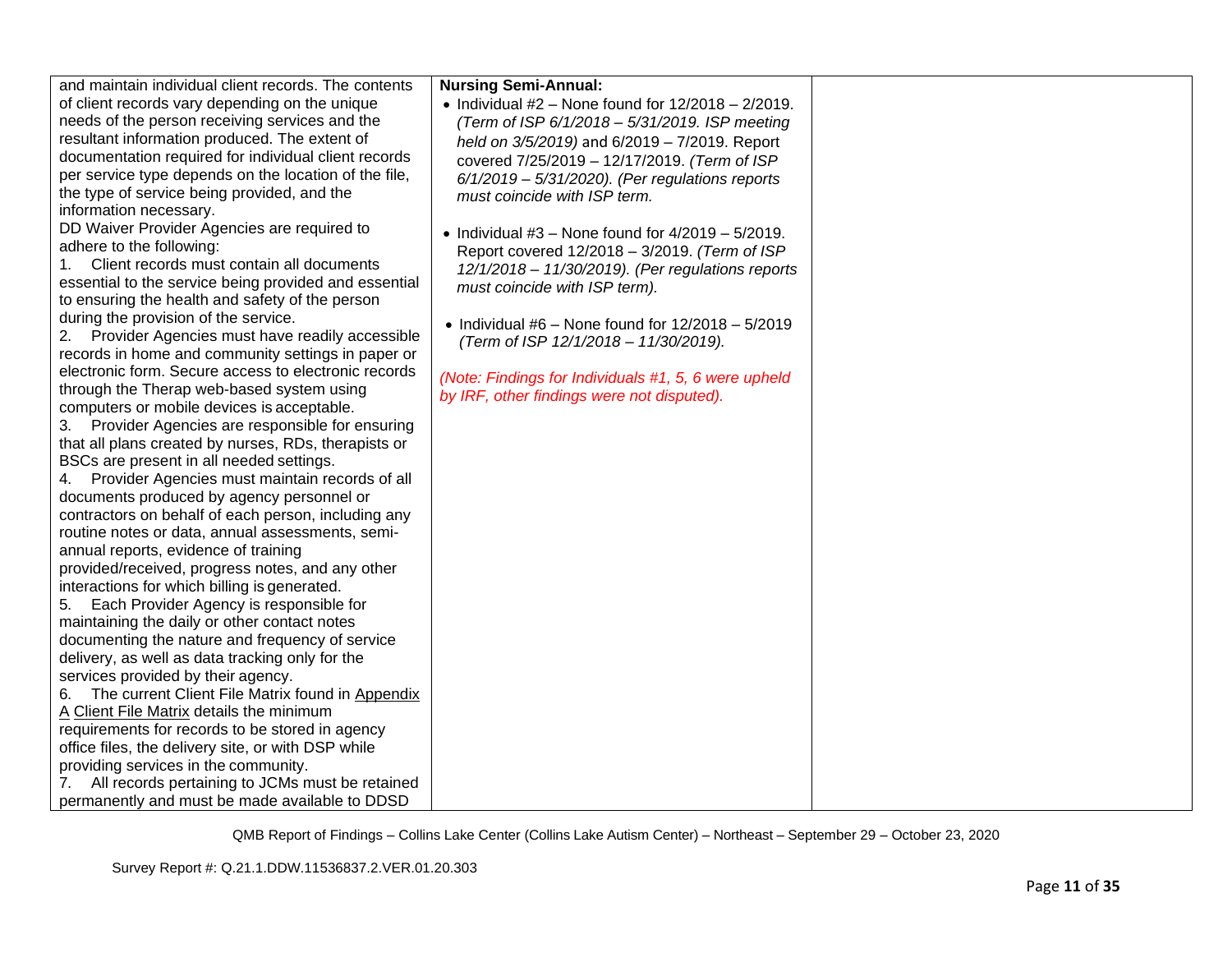| | | |
|---|---|---|
| and maintain individual client records. The contents of client records vary depending on the unique needs of the person receiving services and the resultant information produced. The extent of documentation required for individual client records per service type depends on the location of the file, the type of service being provided, and the information necessary.<br>DD Waiver Provider Agencies are required to adhere to the following:<br>1. Client records must contain all documents essential to the service being provided and essential to ensuring the health and safety of the person during the provision of the service.<br>2. Provider Agencies must have readily accessible records in home and community settings in paper or electronic form. Secure access to electronic records through the Therap web-based system using computers or mobile devices is acceptable.<br>3. Provider Agencies are responsible for ensuring that all plans created by nurses, RDs, therapists or BSCs are present in all needed settings.<br>4. Provider Agencies must maintain records of all documents produced by agency personnel or contractors on behalf of each person, including any routine notes or data, annual assessments, semi-annual reports, evidence of training provided/received, progress notes, and any other interactions for which billing is generated.<br>5. Each Provider Agency is responsible for maintaining the daily or other contact notes documenting the nature and frequency of service delivery, as well as data tracking only for the services provided by their agency.<br>6. The current Client File Matrix found in Appendix A Client File Matrix details the minimum requirements for records to be stored in agency office files, the delivery site, or with DSP while providing services in the community.<br>7. All records pertaining to JCMs must be retained permanently and must be made available to DDSD | **Nursing Semi-Annual:**<br>• Individual #2 – None found for 12/2018 – 2/2019. *(Term of ISP 6/1/2018 – 5/31/2019. ISP meeting held on 3/5/2019)* and 6/2019 – 7/2019. Report covered 7/25/2019 – 12/17/2019. *(Term of ISP 6/1/2019 – 5/31/2020). (Per regulations reports must coincide with ISP term.*<br><br>• Individual #3 – None found for 4/2019 – 5/2019. Report covered 12/2018 – 3/2019. *(Term of ISP 12/1/2018 – 11/30/2019). (Per regulations reports must coincide with ISP term).*<br><br>• Individual #6 – None found for 12/2018 – 5/2019 *(Term of ISP 12/1/2018 – 11/30/2019).*<br><br>*(Note: Findings for Individuals #1, 5, 6 were upheld by IRF, other findings were not disputed).* | |

QMB Report of Findings – Collins Lake Center (Collins Lake Autism Center) – Northeast – September 29 – October 23, 2020

Survey Report #: Q.21.1.DDW.11536837.2.VER.01.20.303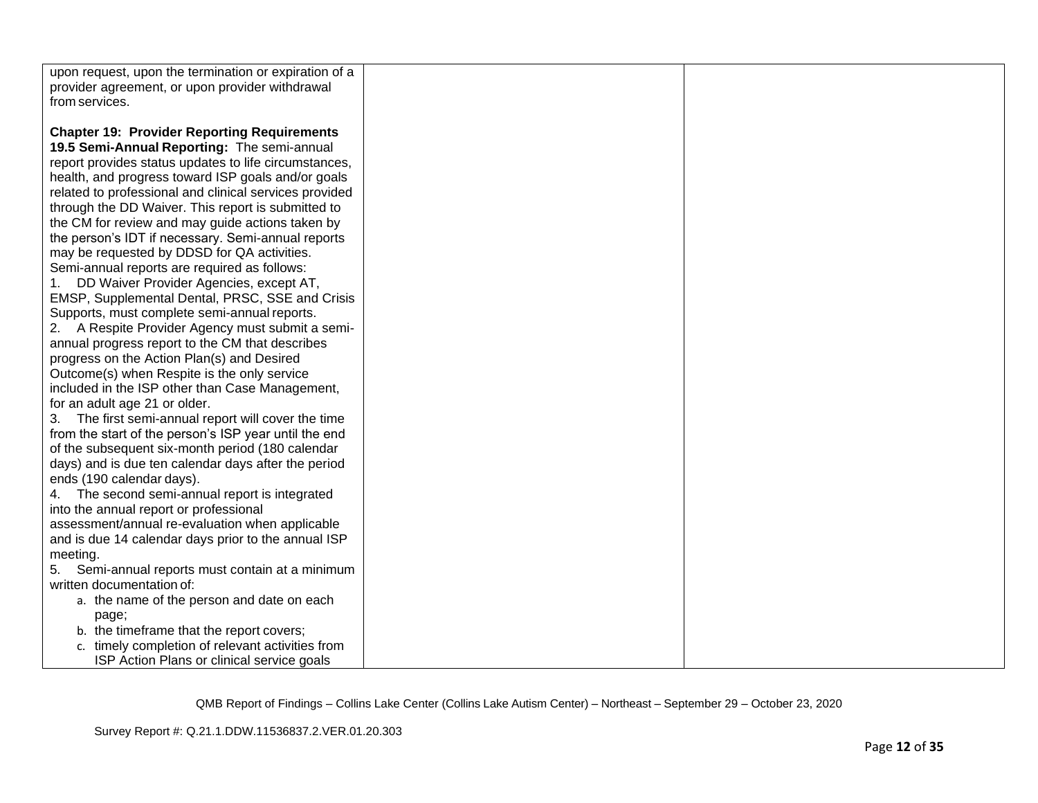| | | |
|---|---|---|
| upon request, upon the termination or expiration of a provider agreement, or upon provider withdrawal from services.<br><br>**Chapter 19: Provider Reporting Requirements**<br>**19.5 Semi-Annual Reporting:** The semi-annual report provides status updates to life circumstances, health, and progress toward ISP goals and/or goals related to professional and clinical services provided through the DD Waiver. This report is submitted to the CM for review and may guide actions taken by the person's IDT if necessary. Semi-annual reports may be requested by DDSD for QA activities. Semi-annual reports are required as follows:<br>1. DD Waiver Provider Agencies, except AT, EMSP, Supplemental Dental, PRSC, SSE and Crisis Supports, must complete semi-annual reports.<br>2. A Respite Provider Agency must submit a semi-annual progress report to the CM that describes progress on the Action Plan(s) and Desired Outcome(s) when Respite is the only service included in the ISP other than Case Management, for an adult age 21 or older.<br>3. The first semi-annual report will cover the time from the start of the person's ISP year until the end of the subsequent six-month period (180 calendar days) and is due ten calendar days after the period ends (190 calendar days).<br>4. The second semi-annual report is integrated into the annual report or professional assessment/annual re-evaluation when applicable and is due 14 calendar days prior to the annual ISP meeting.<br>5. Semi-annual reports must contain at a minimum written documentation of:<br>a. the name of the person and date on each page;<br>b. the timeframe that the report covers;<br>c. timely completion of relevant activities from ISP Action Plans or clinical service goals | | |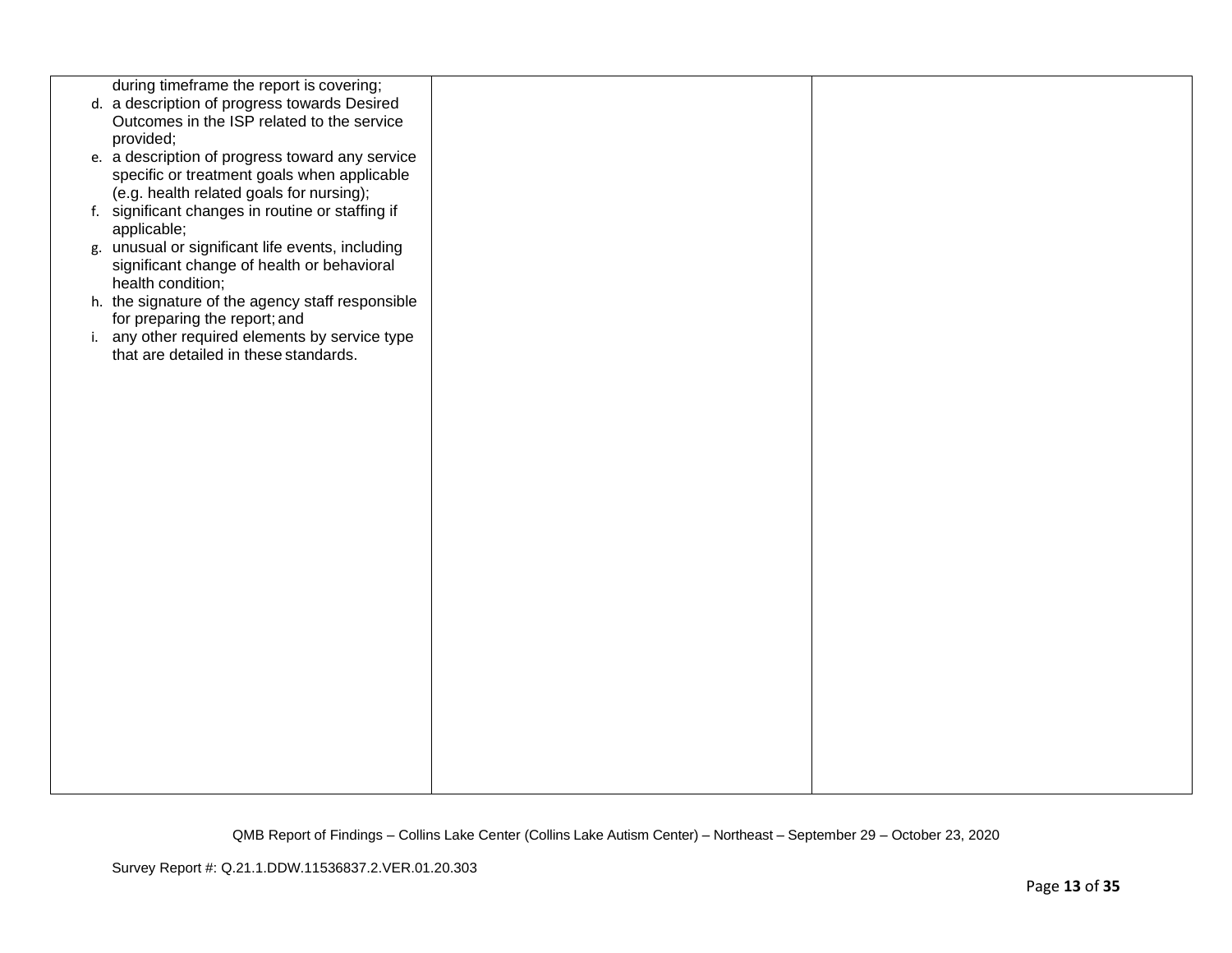| | | |
|---|---|---|
| during timeframe the report is covering;<br>d. a description of progress towards Desired Outcomes in the ISP related to the service provided;<br>e. a description of progress toward any service specific or treatment goals when applicable (e.g. health related goals for nursing);<br>f. significant changes in routine or staffing if applicable;<br>g. unusual or significant life events, including significant change of health or behavioral health condition;<br>h. the signature of the agency staff responsible for preparing the report; and<br>i. any other required elements by service type that are detailed in these standards. | | |

QMB Report of Findings – Collins Lake Center (Collins Lake Autism Center) – Northeast – September 29 – October 23, 2020

Survey Report #: Q.21.1.DDW.11536837.2.VER.01.20.303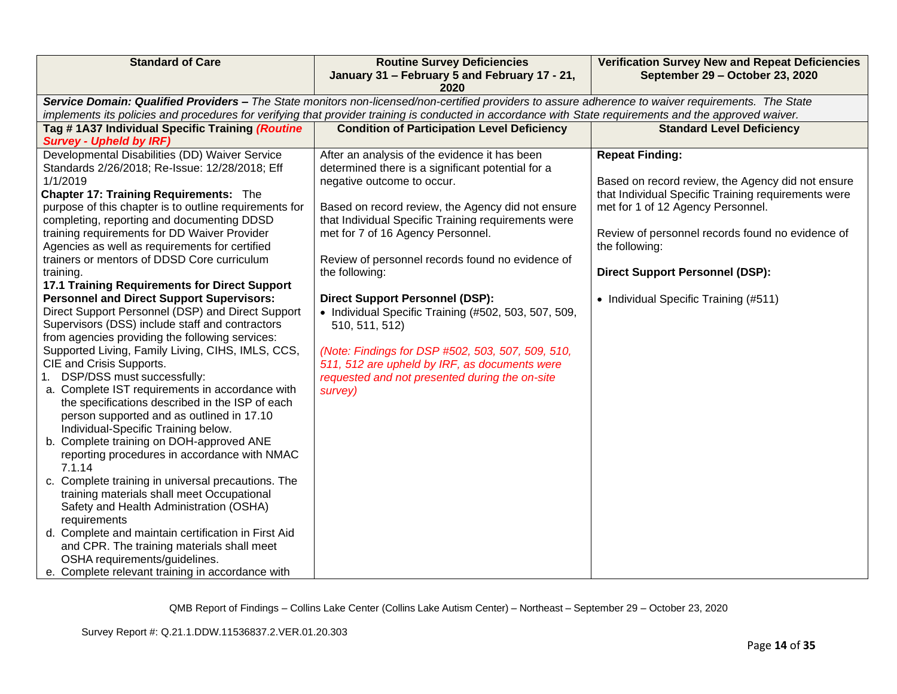| Standard of Care | Routine Survey Deficiencies January 31 – February 5 and February 17 - 21, 2020 | Verification Survey New and Repeat Deficiencies September 29 – October 23, 2020 |
|---|---|---|
| ***Service Domain: Qualified Providers –*** *The State monitors non-licensed/non-certified providers to assure adherence to waiver requirements. The State implements its policies and procedures for verifying that provider training is conducted in accordance with State requirements and the approved waiver.* | | |
| **Tag # 1A37 Individual Specific Training** ***(Routine Survey - Upheld by IRF)*** | **Condition of Participation Level Deficiency** | **Standard Level Deficiency** |
| Developmental Disabilities (DD) Waiver Service Standards 2/26/2018; Re-Issue: 12/28/2018; Eff 1/1/2019<br>**Chapter 17: Training Requirements:** The purpose of this chapter is to outline requirements for completing, reporting and documenting DDSD training requirements for DD Waiver Provider Agencies as well as requirements for certified trainers or mentors of DDSD Core curriculum training.<br>**17.1 Training Requirements for Direct Support Personnel and Direct Support Supervisors:** Direct Support Personnel (DSP) and Direct Support Supervisors (DSS) include staff and contractors from agencies providing the following services: Supported Living, Family Living, CIHS, IMLS, CCS, CIE and Crisis Supports.<br>1. DSP/DSS must successfully:<br>a. Complete IST requirements in accordance with the specifications described in the ISP of each person supported and as outlined in 17.10 Individual-Specific Training below.<br>b. Complete training on DOH-approved ANE reporting procedures in accordance with NMAC 7.1.14<br>c. Complete training in universal precautions. The training materials shall meet Occupational Safety and Health Administration (OSHA) requirements<br>d. Complete and maintain certification in First Aid and CPR. The training materials shall meet OSHA requirements/guidelines.<br>e. Complete relevant training in accordance with | After an analysis of the evidence it has been determined there is a significant potential for a negative outcome to occur.<br><br>Based on record review, the Agency did not ensure that Individual Specific Training requirements were met for 7 of 16 Agency Personnel.<br><br>Review of personnel records found no evidence of the following:<br><br>**Direct Support Personnel (DSP):**<br>• Individual Specific Training (#502, 503, 507, 509, 510, 511, 512)<br><br>*(Note: Findings for DSP #502, 503, 507, 509, 510, 511, 512 are upheld by IRF, as documents were requested and not presented during the on-site survey)* | **Repeat Finding:**<br><br>Based on record review, the Agency did not ensure that Individual Specific Training requirements were met for 1 of 12 Agency Personnel.<br><br>Review of personnel records found no evidence of the following:<br><br>**Direct Support Personnel (DSP):**<br><br>• Individual Specific Training (#511) |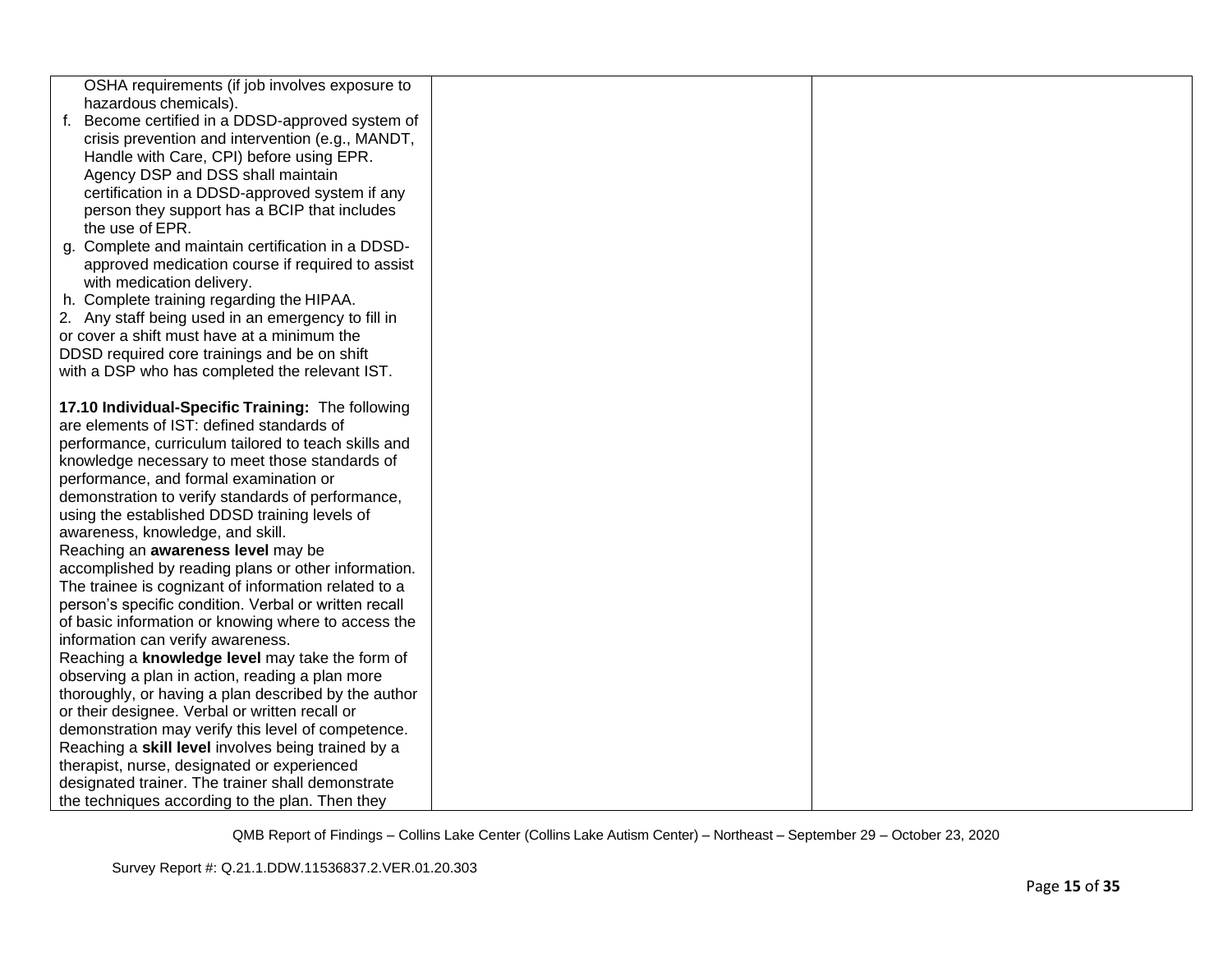| | | |
|---|---|---|
| OSHA requirements (if job involves exposure to hazardous chemicals).<br>f. Become certified in a DDSD-approved system of crisis prevention and intervention (e.g., MANDT, Handle with Care, CPI) before using EPR. Agency DSP and DSS shall maintain certification in a DDSD-approved system if any person they support has a BCIP that includes the use of EPR.<br>g. Complete and maintain certification in a DDSD-approved medication course if required to assist with medication delivery.<br>h. Complete training regarding the HIPAA.<br>2. Any staff being used in an emergency to fill in or cover a shift must have at a minimum the DDSD required core trainings and be on shift with a DSP who has completed the relevant IST.<br><br>**17.10 Individual-Specific Training:** The following are elements of IST: defined standards of performance, curriculum tailored to teach skills and knowledge necessary to meet those standards of performance, and formal examination or demonstration to verify standards of performance, using the established DDSD training levels of awareness, knowledge, and skill.<br>Reaching an **awareness level** may be accomplished by reading plans or other information. The trainee is cognizant of information related to a person's specific condition. Verbal or written recall of basic information or knowing where to access the information can verify awareness.<br>Reaching a **knowledge level** may take the form of observing a plan in action, reading a plan more thoroughly, or having a plan described by the author or their designee. Verbal or written recall or demonstration may verify this level of competence.<br>Reaching a **skill level** involves being trained by a therapist, nurse, designated or experienced designated trainer. The trainer shall demonstrate the techniques according to the plan. Then they | | |

QMB Report of Findings – Collins Lake Center (Collins Lake Autism Center) – Northeast – September 29 – October 23, 2020

Survey Report #: Q.21.1.DDW.11536837.2.VER.01.20.303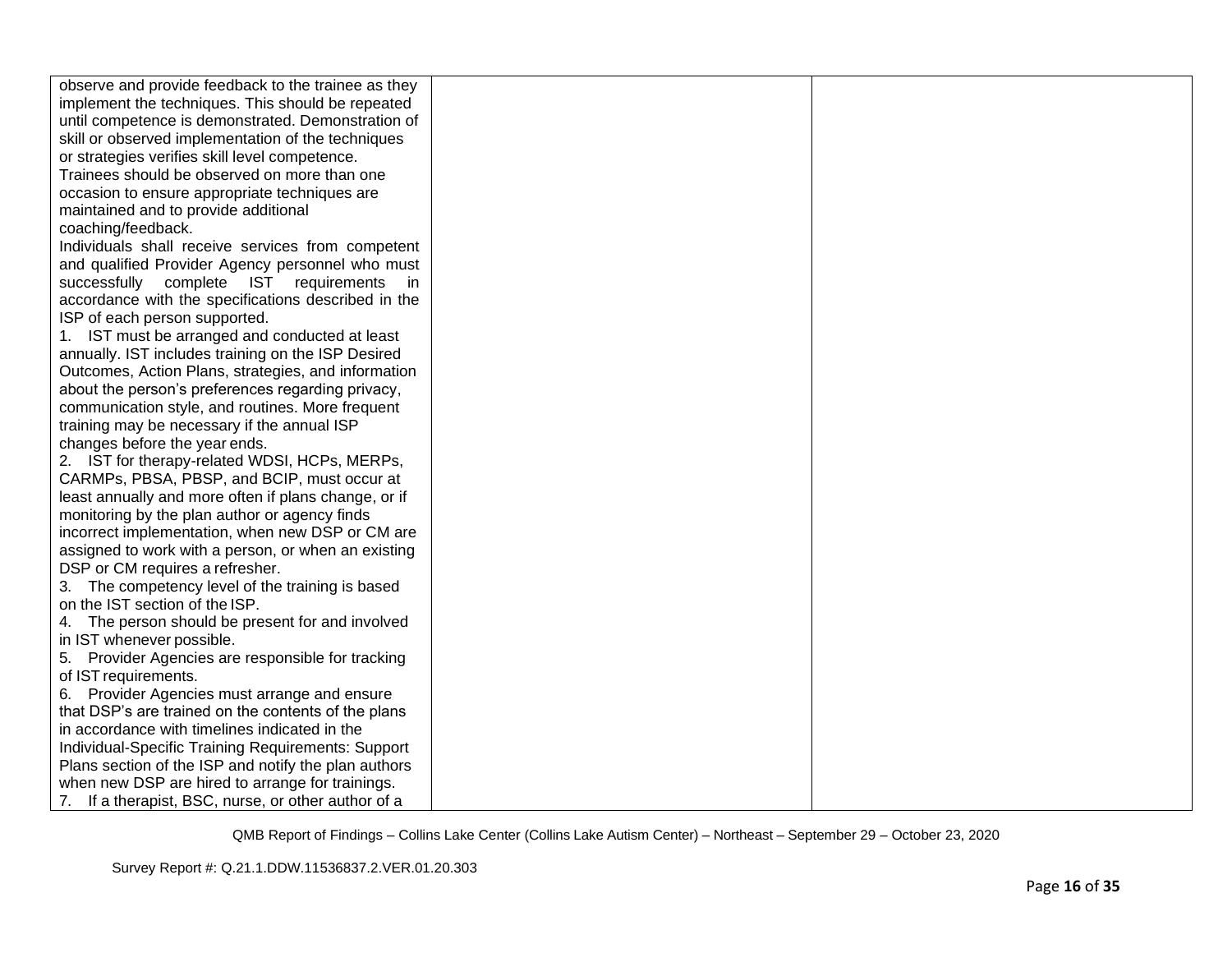| | | |
|---|---|---|
| observe and provide feedback to the trainee as they implement the techniques. This should be repeated until competence is demonstrated. Demonstration of skill or observed implementation of the techniques or strategies verifies skill level competence. Trainees should be observed on more than one occasion to ensure appropriate techniques are maintained and to provide additional coaching/feedback.<br>Individuals shall receive services from competent and qualified Provider Agency personnel who must successfully complete IST requirements in accordance with the specifications described in the ISP of each person supported.<br>1. IST must be arranged and conducted at least annually. IST includes training on the ISP Desired Outcomes, Action Plans, strategies, and information about the person's preferences regarding privacy, communication style, and routines. More frequent training may be necessary if the annual ISP changes before the year ends.<br>2. IST for therapy-related WDSI, HCPs, MERPs, CARMPs, PBSA, PBSP, and BCIP, must occur at least annually and more often if plans change, or if monitoring by the plan author or agency finds incorrect implementation, when new DSP or CM are assigned to work with a person, or when an existing DSP or CM requires a refresher.<br>3. The competency level of the training is based on the IST section of the ISP.<br>4. The person should be present for and involved in IST whenever possible.<br>5. Provider Agencies are responsible for tracking of IST requirements.<br>6. Provider Agencies must arrange and ensure that DSP's are trained on the contents of the plans in accordance with timelines indicated in the Individual-Specific Training Requirements: Support Plans section of the ISP and notify the plan authors when new DSP are hired to arrange for trainings.<br>7. If a therapist, BSC, nurse, or other author of a | | |

QMB Report of Findings – Collins Lake Center (Collins Lake Autism Center) – Northeast – September 29 – October 23, 2020

Survey Report #: Q.21.1.DDW.11536837.2.VER.01.20.303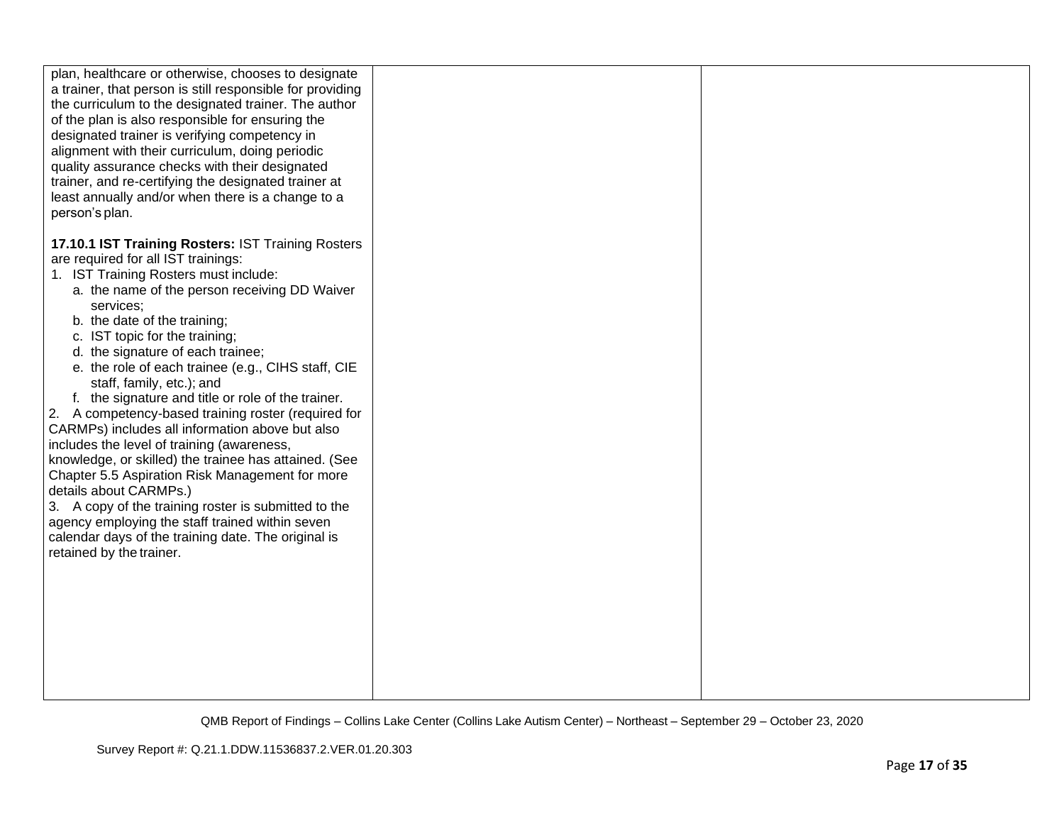| | | |
|---|---|---|
| plan, healthcare or otherwise, chooses to designate a trainer, that person is still responsible for providing the curriculum to the designated trainer. The author of the plan is also responsible for ensuring the designated trainer is verifying competency in alignment with their curriculum, doing periodic quality assurance checks with their designated trainer, and re-certifying the designated trainer at least annually and/or when there is a change to a person's plan.<br><br>**17.10.1 IST Training Rosters:** IST Training Rosters are required for all IST trainings:<br>1. IST Training Rosters must include:<br>a. the name of the person receiving DD Waiver services;<br>b. the date of the training;<br>c. IST topic for the training;<br>d. the signature of each trainee;<br>e. the role of each trainee (e.g., CIHS staff, CIE staff, family, etc.); and<br>f. the signature and title or role of the trainer.<br>2. A competency-based training roster (required for CARMPs) includes all information above but also includes the level of training (awareness, knowledge, or skilled) the trainee has attained. (See Chapter 5.5 Aspiration Risk Management for more details about CARMPs.)<br>3. A copy of the training roster is submitted to the agency employing the staff trained within seven calendar days of the training date. The original is retained by the trainer. | | |

QMB Report of Findings – Collins Lake Center (Collins Lake Autism Center) – Northeast – September 29 – October 23, 2020

Survey Report #: Q.21.1.DDW.11536837.2.VER.01.20.303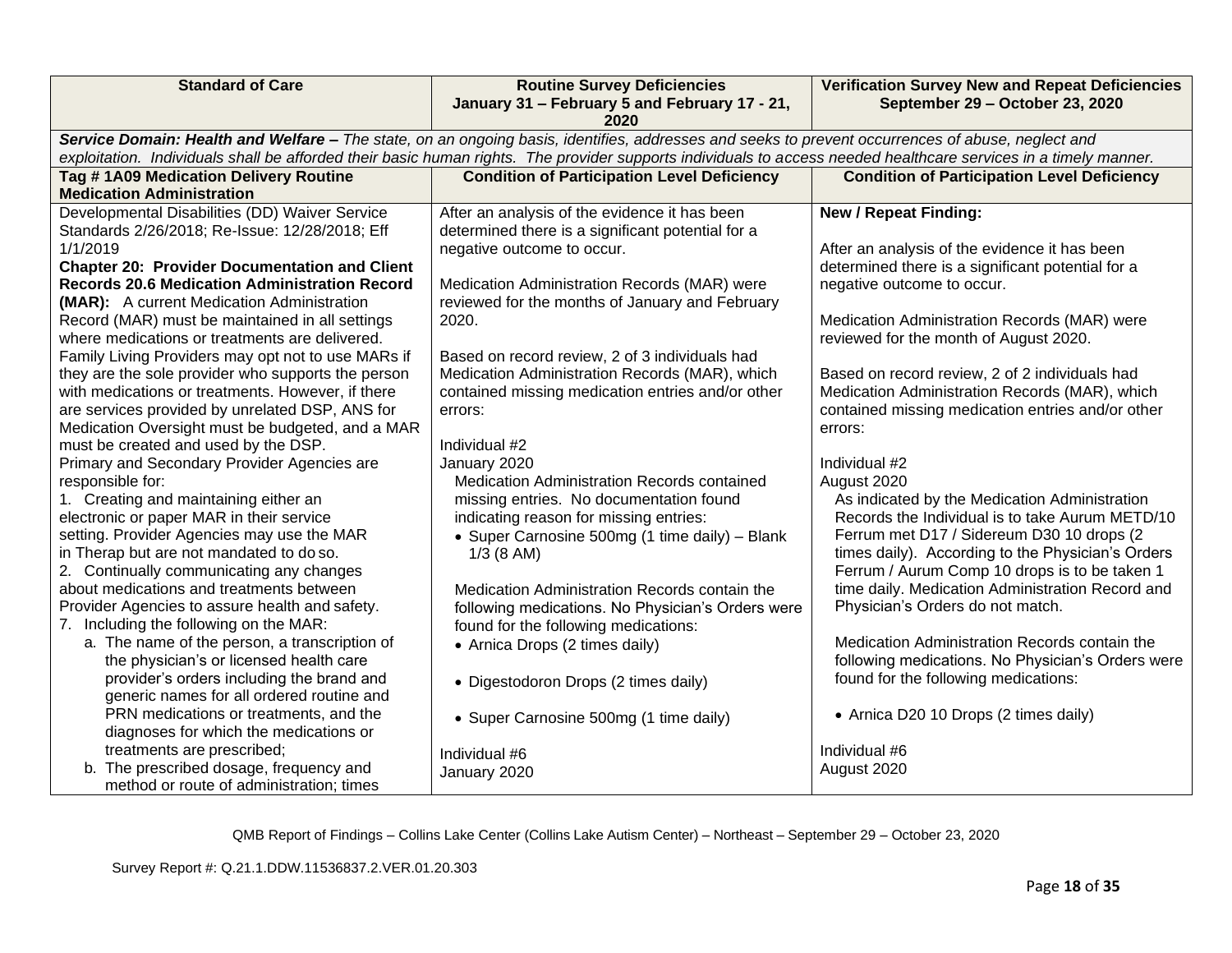| Standard of Care | Routine Survey Deficiencies January 31 – February 5 and February 17 - 21, 2020 | Verification Survey New and Repeat Deficiencies September 29 – October 23, 2020 |
|---|---|---|
| ***Service Domain: Health and Welfare** – The state, on an ongoing basis, identifies, addresses and seeks to prevent occurrences of abuse, neglect and exploitation. Individuals shall be afforded their basic human rights. The provider supports individuals to access needed healthcare services in a timely manner.* | | |
| **Tag # 1A09 Medication Delivery Routine Medication Administration** | **Condition of Participation Level Deficiency** | **Condition of Participation Level Deficiency** |
| Developmental Disabilities (DD) Waiver Service Standards 2/26/2018; Re-Issue: 12/28/2018; Eff 1/1/2019<br>**Chapter 20: Provider Documentation and Client Records 20.6 Medication Administration Record (MAR):** A current Medication Administration Record (MAR) must be maintained in all settings where medications or treatments are delivered. Family Living Providers may opt not to use MARs if they are the sole provider who supports the person with medications or treatments. However, if there are services provided by unrelated DSP, ANS for Medication Oversight must be budgeted, and a MAR must be created and used by the DSP.<br>Primary and Secondary Provider Agencies are responsible for:<br>1. Creating and maintaining either an electronic or paper MAR in their service setting. Provider Agencies may use the MAR in Therap but are not mandated to do so.<br>2. Continually communicating any changes about medications and treatments between Provider Agencies to assure health and safety.<br>7. Including the following on the MAR:<br>a. The name of the person, a transcription of the physician's or licensed health care provider's orders including the brand and generic names for all ordered routine and PRN medications or treatments, and the diagnoses for which the medications or treatments are prescribed;<br>b. The prescribed dosage, frequency and method or route of administration; times | After an analysis of the evidence it has been determined there is a significant potential for a negative outcome to occur.<br><br>Medication Administration Records (MAR) were reviewed for the months of January and February 2020.<br><br>Based on record review, 2 of 3 individuals had Medication Administration Records (MAR), which contained missing medication entries and/or other errors:<br><br>Individual #2<br>January 2020<br>Medication Administration Records contained missing entries. No documentation found indicating reason for missing entries:<br>• Super Carnosine 500mg (1 time daily) – Blank 1/3 (8 AM)<br><br>Medication Administration Records contain the following medications. No Physician's Orders were found for the following medications:<br>• Arnica Drops (2 times daily)<br><br>• Digestodoron Drops (2 times daily)<br><br>• Super Carnosine 500mg (1 time daily)<br><br>Individual #6<br>January 2020 | **New / Repeat Finding:**<br><br>After an analysis of the evidence it has been determined there is a significant potential for a negative outcome to occur.<br><br>Medication Administration Records (MAR) were reviewed for the month of August 2020.<br><br>Based on record review, 2 of 2 individuals had Medication Administration Records (MAR), which contained missing medication entries and/or other errors:<br><br>Individual #2<br>August 2020<br>As indicated by the Medication Administration Records the Individual is to take Aurum METD/10 Ferrum met D17 / Sidereum D30 10 drops (2 times daily). According to the Physician's Orders Ferrum / Aurum Comp 10 drops is to be taken 1 time daily. Medication Administration Record and Physician's Orders do not match.<br><br>Medication Administration Records contain the following medications. No Physician's Orders were found for the following medications:<br><br>• Arnica D20 10 Drops (2 times daily)<br><br>Individual #6<br>August 2020 |

QMB Report of Findings – Collins Lake Center (Collins Lake Autism Center) – Northeast – September 29 – October 23, 2020

Survey Report #: Q.21.1.DDW.11536837.2.VER.01.20.303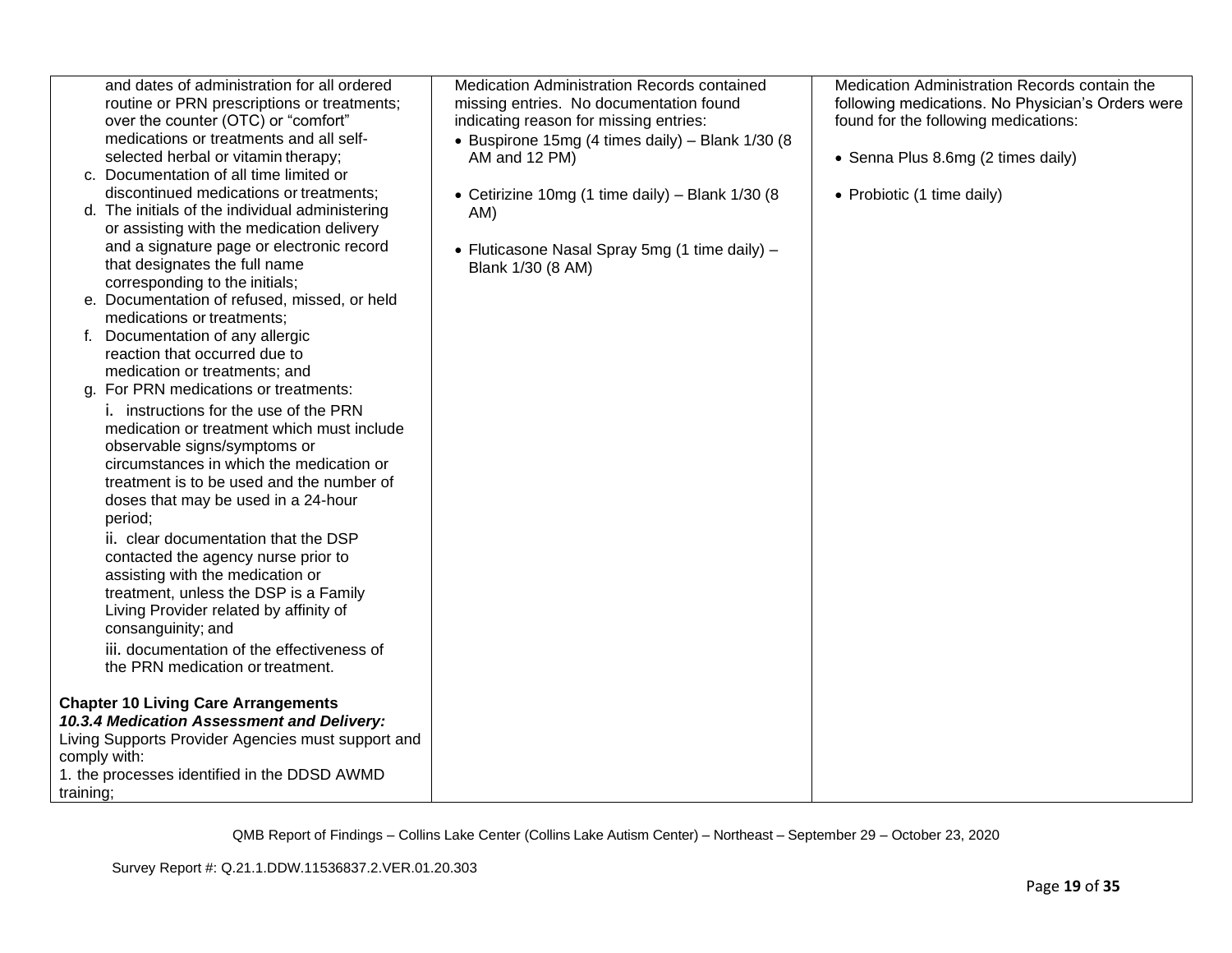| | | |
|---|---|---|
| and dates of administration for all ordered routine or PRN prescriptions or treatments; over the counter (OTC) or "comfort" medications or treatments and all self-selected herbal or vitamin therapy;<br>c. Documentation of all time limited or discontinued medications or treatments;<br>d. The initials of the individual administering or assisting with the medication delivery and a signature page or electronic record that designates the full name corresponding to the initials;<br>e. Documentation of refused, missed, or held medications or treatments;<br>f. Documentation of any allergic reaction that occurred due to medication or treatments; and<br>g. For PRN medications or treatments:<br>i. instructions for the use of the PRN medication or treatment which must include observable signs/symptoms or circumstances in which the medication or treatment is to be used and the number of doses that may be used in a 24-hour period;<br>ii. clear documentation that the DSP contacted the agency nurse prior to assisting with the medication or treatment, unless the DSP is a Family Living Provider related by affinity of consanguinity; and<br>iii. documentation of the effectiveness of the PRN medication or treatment.<br><br>**Chapter 10 Living Care Arrangements**<br>***10.3.4 Medication Assessment and Delivery:*** Living Supports Provider Agencies must support and comply with:<br>1. the processes identified in the DDSD AWMD training; | Medication Administration Records contained missing entries. No documentation found indicating reason for missing entries:<br>• Buspirone 15mg (4 times daily) – Blank 1/30 (8 AM and 12 PM)<br><br>• Cetirizine 10mg (1 time daily) – Blank 1/30 (8 AM)<br><br>• Fluticasone Nasal Spray 5mg (1 time daily) – Blank 1/30 (8 AM) | Medication Administration Records contain the following medications. No Physician's Orders were found for the following medications:<br><br>• Senna Plus 8.6mg (2 times daily)<br><br>• Probiotic (1 time daily) |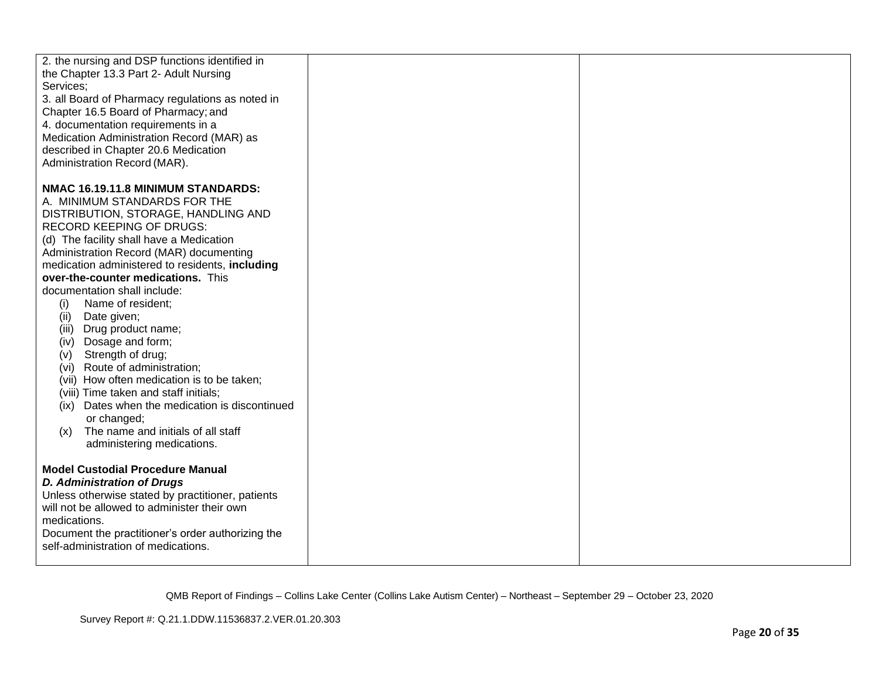| | | |
|---|---|---|
| 2. the nursing and DSP functions identified in the Chapter 13.3 Part 2- Adult Nursing Services;<br>3. all Board of Pharmacy regulations as noted in Chapter 16.5 Board of Pharmacy; and<br>4. documentation requirements in a Medication Administration Record (MAR) as described in Chapter 20.6 Medication Administration Record (MAR).<br><br>**NMAC 16.19.11.8 MINIMUM STANDARDS:**<br>A. MINIMUM STANDARDS FOR THE DISTRIBUTION, STORAGE, HANDLING AND RECORD KEEPING OF DRUGS:<br>(d) The facility shall have a Medication Administration Record (MAR) documenting medication administered to residents, **including over-the-counter medications.** This documentation shall include:<br>(i) Name of resident;<br>(ii) Date given;<br>(iii) Drug product name;<br>(iv) Dosage and form;<br>(v) Strength of drug;<br>(vi) Route of administration;<br>(vii) How often medication is to be taken;<br>(viii) Time taken and staff initials;<br>(ix) Dates when the medication is discontinued or changed;<br>(x) The name and initials of all staff administering medications.<br><br>**Model Custodial Procedure Manual**<br>***D. Administration of Drugs***<br>Unless otherwise stated by practitioner, patients will not be allowed to administer their own medications.<br>Document the practitioner's order authorizing the self-administration of medications. | | |

QMB Report of Findings – Collins Lake Center (Collins Lake Autism Center) – Northeast – September 29 – October 23, 2020

Survey Report #: Q.21.1.DDW.11536837.2.VER.01.20.303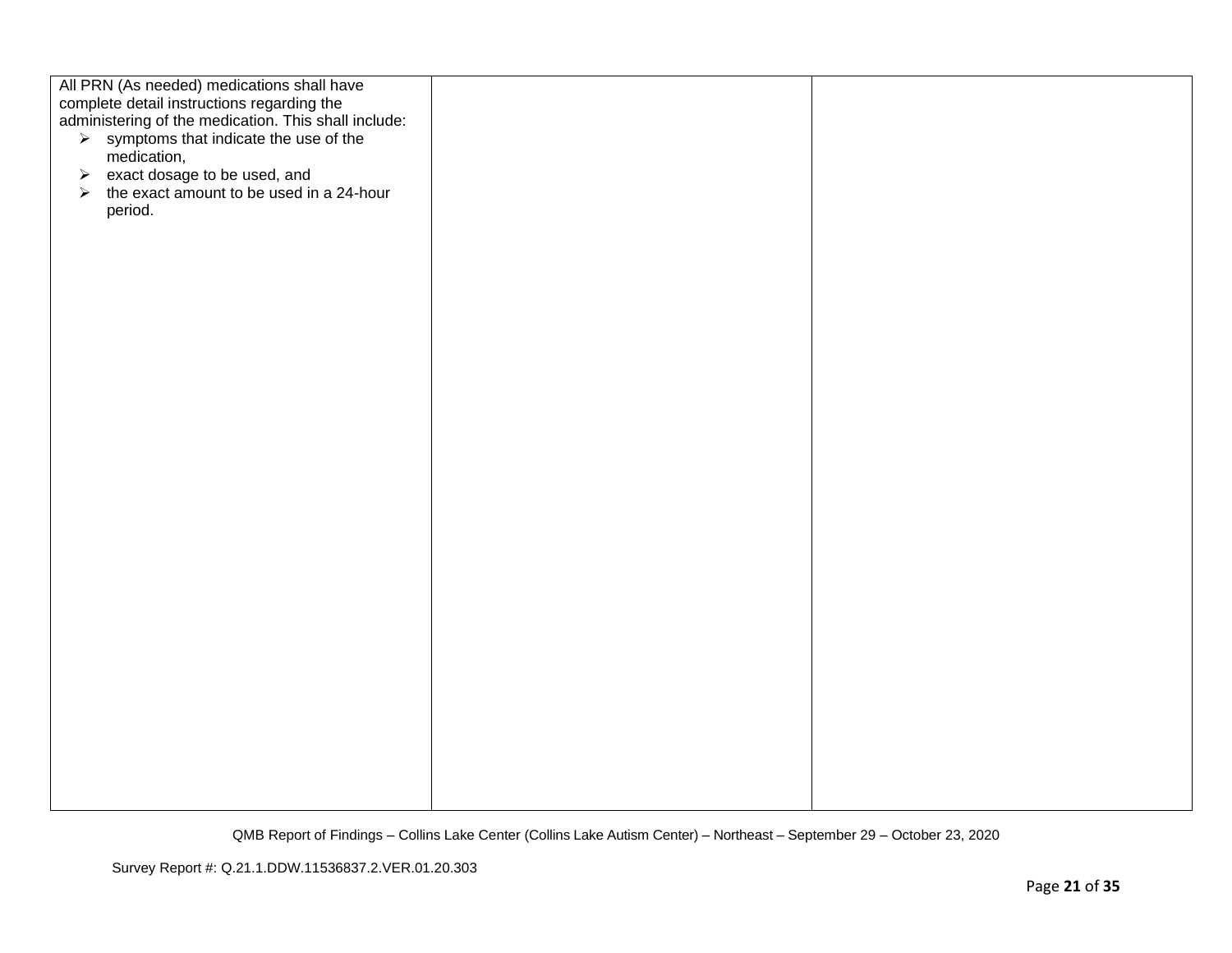| | | |
|---|---|---|
| All PRN (As needed) medications shall have complete detail instructions regarding the administering of the medication. This shall include: <br>➢ symptoms that indicate the use of the medication, <br>➢ exact dosage to be used, and <br>➢ the exact amount to be used in a 24-hour period. | | |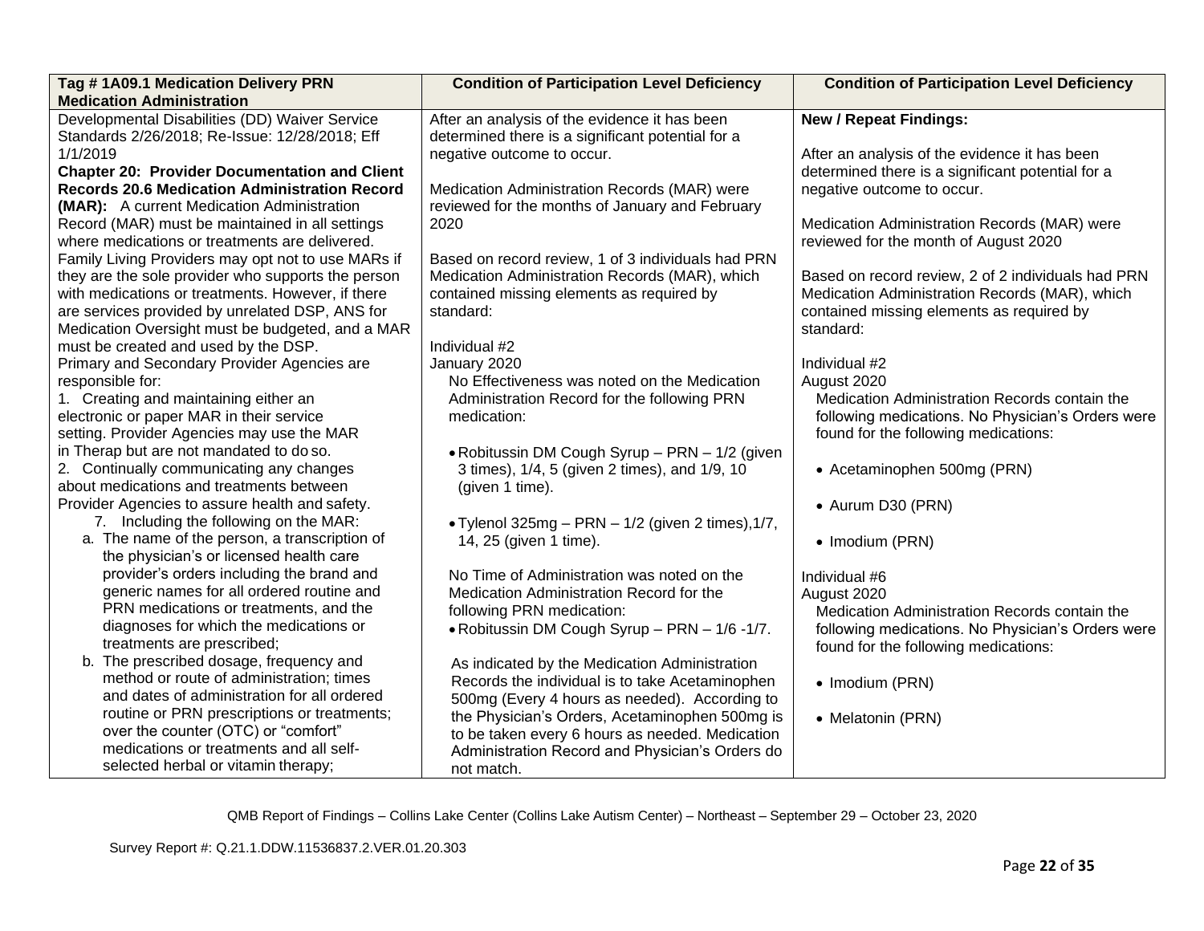| Tag # 1A09.1 Medication Delivery PRN Medication Administration | Condition of Participation Level Deficiency | Condition of Participation Level Deficiency |
|---|---|---|
| Developmental Disabilities (DD) Waiver Service Standards 2/26/2018; Re-Issue: 12/28/2018; Eff 1/1/2019<br>**Chapter 20: Provider Documentation and Client Records 20.6 Medication Administration Record (MAR):** A current Medication Administration Record (MAR) must be maintained in all settings where medications or treatments are delivered. Family Living Providers may opt not to use MARs if they are the sole provider who supports the person with medications or treatments. However, if there are services provided by unrelated DSP, ANS for Medication Oversight must be budgeted, and a MAR must be created and used by the DSP.<br>Primary and Secondary Provider Agencies are responsible for:<br>1. Creating and maintaining either an electronic or paper MAR in their service setting. Provider Agencies may use the MAR in Therap but are not mandated to do so.<br>2. Continually communicating any changes about medications and treatments between Provider Agencies to assure health and safety.<br>7. Including the following on the MAR:<br>a. The name of the person, a transcription of the physician's or licensed health care provider's orders including the brand and generic names for all ordered routine and PRN medications or treatments, and the diagnoses for which the medications or treatments are prescribed;<br>b. The prescribed dosage, frequency and method or route of administration; times and dates of administration for all ordered routine or PRN prescriptions or treatments; over the counter (OTC) or "comfort" medications or treatments and all self-selected herbal or vitamin therapy; | After an analysis of the evidence it has been determined there is a significant potential for a negative outcome to occur.<br><br>Medication Administration Records (MAR) were reviewed for the months of January and February 2020<br><br>Based on record review, 1 of 3 individuals had PRN Medication Administration Records (MAR), which contained missing elements as required by standard:<br><br>Individual #2<br>January 2020<br>No Effectiveness was noted on the Medication Administration Record for the following PRN medication:<br><br>• Robitussin DM Cough Syrup – PRN – 1/2 (given 3 times), 1/4, 5 (given 2 times), and 1/9, 10 (given 1 time).<br><br>• Tylenol 325mg – PRN – 1/2 (given 2 times),1/7, 14, 25 (given 1 time).<br><br>No Time of Administration was noted on the Medication Administration Record for the following PRN medication:<br>• Robitussin DM Cough Syrup – PRN – 1/6 -1/7.<br><br>As indicated by the Medication Administration Records the individual is to take Acetaminophen 500mg (Every 4 hours as needed). According to the Physician's Orders, Acetaminophen 500mg is to be taken every 6 hours as needed. Medication Administration Record and Physician's Orders do not match. | **New / Repeat Findings:**<br><br>After an analysis of the evidence it has been determined there is a significant potential for a negative outcome to occur.<br><br>Medication Administration Records (MAR) were reviewed for the month of August 2020<br><br>Based on record review, 2 of 2 individuals had PRN Medication Administration Records (MAR), which contained missing elements as required by standard:<br><br>Individual #2<br>August 2020<br>Medication Administration Records contain the following medications. No Physician's Orders were found for the following medications:<br><br>• Acetaminophen 500mg (PRN)<br><br>• Aurum D30 (PRN)<br><br>• Imodium (PRN)<br><br>Individual #6<br>August 2020<br>Medication Administration Records contain the following medications. No Physician's Orders were found for the following medications:<br><br>• Imodium (PRN)<br><br>• Melatonin (PRN) |

QMB Report of Findings – Collins Lake Center (Collins Lake Autism Center) – Northeast – September 29 – October 23, 2020

Survey Report #: Q.21.1.DDW.11536837.2.VER.01.20.303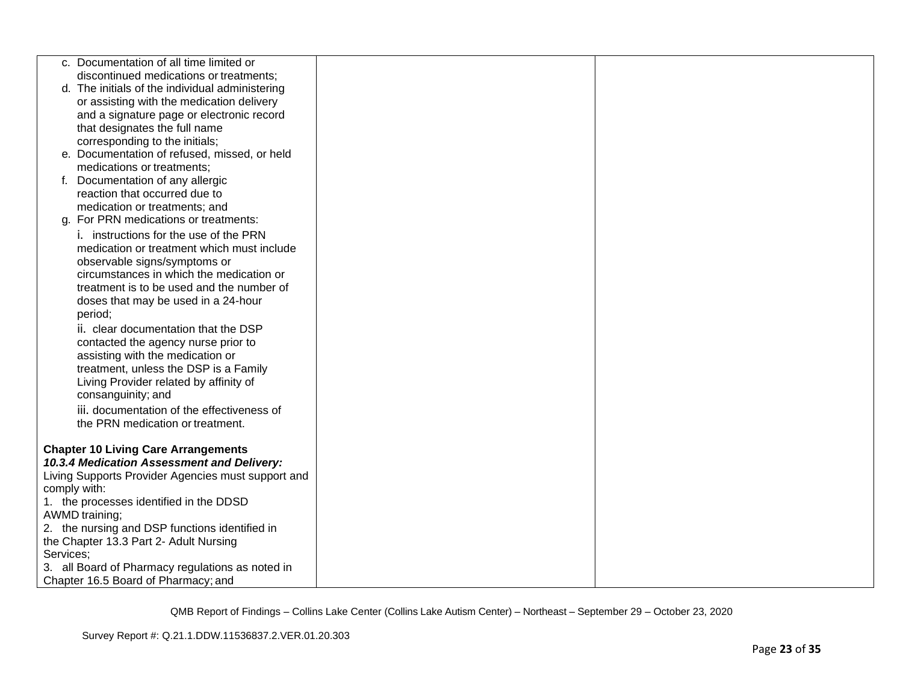| | | |
|---|---|---|
| c. Documentation of all time limited or discontinued medications or treatments;<br>d. The initials of the individual administering or assisting with the medication delivery and a signature page or electronic record that designates the full name corresponding to the initials;<br>e. Documentation of refused, missed, or held medications or treatments;<br>f. Documentation of any allergic reaction that occurred due to medication or treatments; and<br>g. For PRN medications or treatments:<br>i. instructions for the use of the PRN medication or treatment which must include observable signs/symptoms or circumstances in which the medication or treatment is to be used and the number of doses that may be used in a 24-hour period;<br>ii. clear documentation that the DSP contacted the agency nurse prior to assisting with the medication or treatment, unless the DSP is a Family Living Provider related by affinity of consanguinity; and<br>iii. documentation of the effectiveness of the PRN medication or treatment.<br><br>**Chapter 10 Living Care Arrangements**<br>***10.3.4 Medication Assessment and Delivery:*** Living Supports Provider Agencies must support and comply with:<br>1. the processes identified in the DDSD AWMD training;<br>2. the nursing and DSP functions identified in the Chapter 13.3 Part 2- Adult Nursing Services;<br>3. all Board of Pharmacy regulations as noted in Chapter 16.5 Board of Pharmacy; and | | |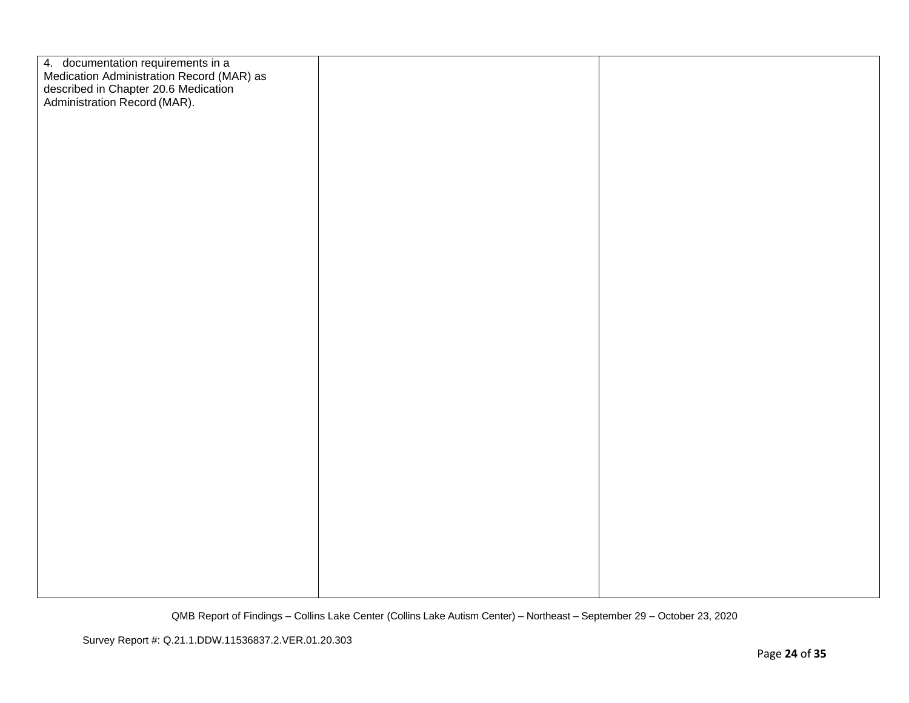| | | |
|---|---|---|
| 4. documentation requirements in a Medication Administration Record (MAR) as described in Chapter 20.6 Medication Administration Record (MAR). | | |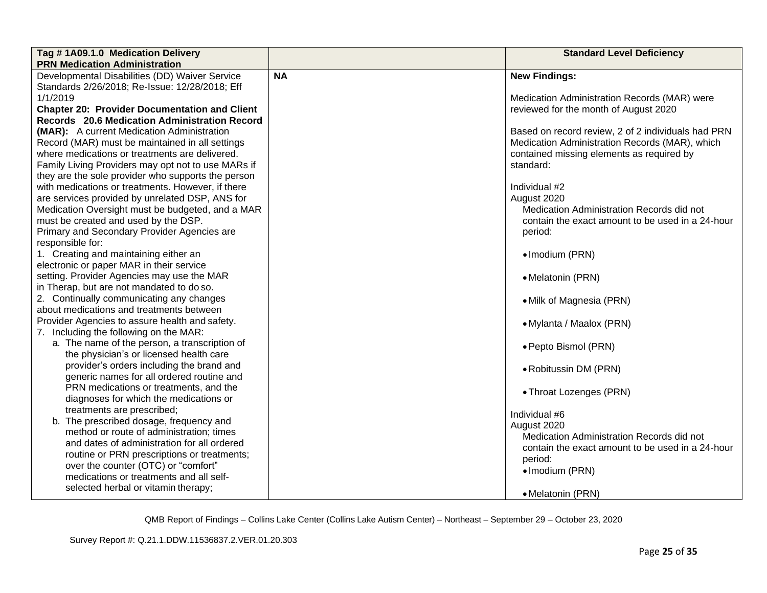| Tag # 1A09.1.0 Medication Delivery PRN Medication Administration | | Standard Level Deficiency |
|---|---|---|
| Developmental Disabilities (DD) Waiver Service Standards 2/26/2018; Re-Issue: 12/28/2018; Eff 1/1/2019<br>**Chapter 20: Provider Documentation and Client Records 20.6 Medication Administration Record (MAR):** A current Medication Administration Record (MAR) must be maintained in all settings where medications or treatments are delivered. Family Living Providers may opt not to use MARs if they are the sole provider who supports the person with medications or treatments. However, if there are services provided by unrelated DSP, ANS for Medication Oversight must be budgeted, and a MAR must be created and used by the DSP.<br>Primary and Secondary Provider Agencies are responsible for:<br>1. Creating and maintaining either an electronic or paper MAR in their service setting. Provider Agencies may use the MAR in Therap, but are not mandated to do so.<br>2. Continually communicating any changes about medications and treatments between Provider Agencies to assure health and safety.<br>7. Including the following on the MAR:<br>a. The name of the person, a transcription of the physician's or licensed health care provider's orders including the brand and generic names for all ordered routine and PRN medications or treatments, and the diagnoses for which the medications or treatments are prescribed;<br>b. The prescribed dosage, frequency and method or route of administration; times and dates of administration for all ordered routine or PRN prescriptions or treatments; over the counter (OTC) or "comfort" medications or treatments and all self-selected herbal or vitamin therapy; | **NA** | **New Findings:**<br><br>Medication Administration Records (MAR) were reviewed for the month of August 2020<br><br>Based on record review, 2 of 2 individuals had PRN Medication Administration Records (MAR), which contained missing elements as required by standard:<br><br>Individual #2<br>August 2020<br>Medication Administration Records did not contain the exact amount to be used in a 24-hour period:<br>• Imodium (PRN)<br>• Melatonin (PRN)<br>• Milk of Magnesia (PRN)<br>• Mylanta / Maalox (PRN)<br>• Pepto Bismol (PRN)<br>• Robitussin DM (PRN)<br>• Throat Lozenges (PRN)<br><br>Individual #6<br>August 2020<br>Medication Administration Records did not contain the exact amount to be used in a 24-hour period:<br>• Imodium (PRN)<br>• Melatonin (PRN) |

QMB Report of Findings – Collins Lake Center (Collins Lake Autism Center) – Northeast – September 29 – October 23, 2020

Survey Report #: Q.21.1.DDW.11536837.2.VER.01.20.303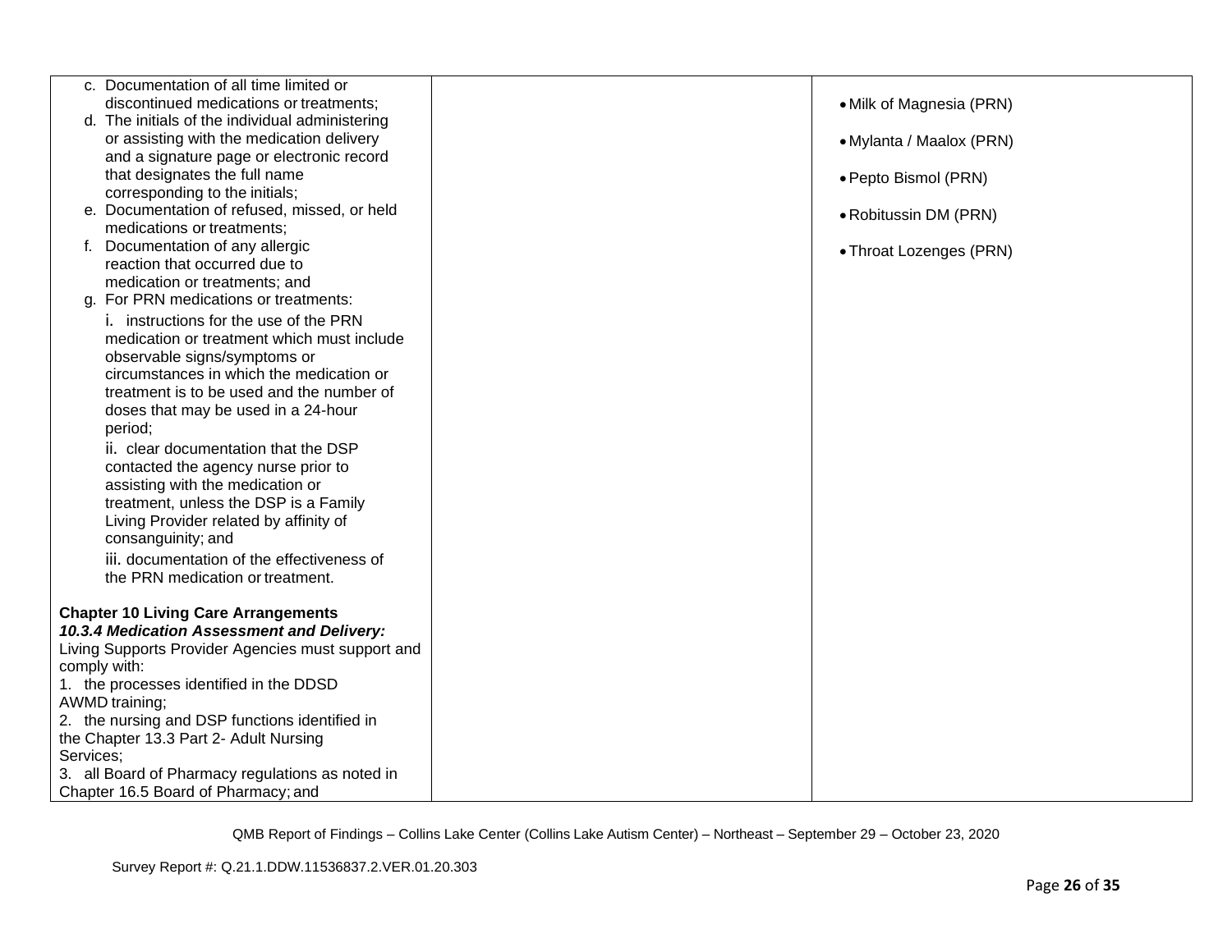| | | |
|---|---|---|
| c. Documentation of all time limited or discontinued medications or treatments;<br>d. The initials of the individual administering or assisting with the medication delivery and a signature page or electronic record that designates the full name corresponding to the initials;<br>e. Documentation of refused, missed, or held medications or treatments;<br>f. Documentation of any allergic reaction that occurred due to medication or treatments; and<br>g. For PRN medications or treatments:<br>i. instructions for the use of the PRN medication or treatment which must include observable signs/symptoms or circumstances in which the medication or treatment is to be used and the number of doses that may be used in a 24-hour period;<br>ii. clear documentation that the DSP contacted the agency nurse prior to assisting with the medication or treatment, unless the DSP is a Family Living Provider related by affinity of consanguinity; and<br>iii. documentation of the effectiveness of the PRN medication or treatment.<br><br>**Chapter 10 Living Care Arrangements**<br>***10.3.4 Medication Assessment and Delivery:*** Living Supports Provider Agencies must support and comply with:<br>1. the processes identified in the DDSD AWMD training;<br>2. the nursing and DSP functions identified in the Chapter 13.3 Part 2- Adult Nursing Services;<br>3. all Board of Pharmacy regulations as noted in Chapter 16.5 Board of Pharmacy; and | | • Milk of Magnesia (PRN)<br><br>• Mylanta / Maalox (PRN)<br><br>• Pepto Bismol (PRN)<br><br>• Robitussin DM (PRN)<br><br>• Throat Lozenges (PRN) |

QMB Report of Findings – Collins Lake Center (Collins Lake Autism Center) – Northeast – September 29 – October 23, 2020

Survey Report #: Q.21.1.DDW.11536837.2.VER.01.20.303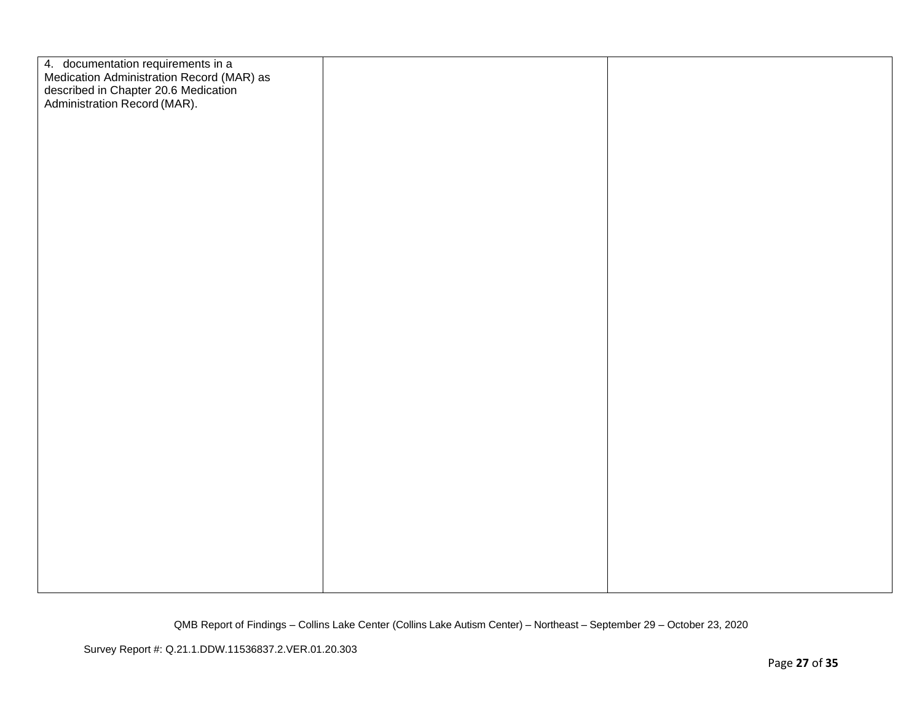| | | |
|---|---|---|
| 4. documentation requirements in a Medication Administration Record (MAR) as described in Chapter 20.6 Medication Administration Record (MAR). | | |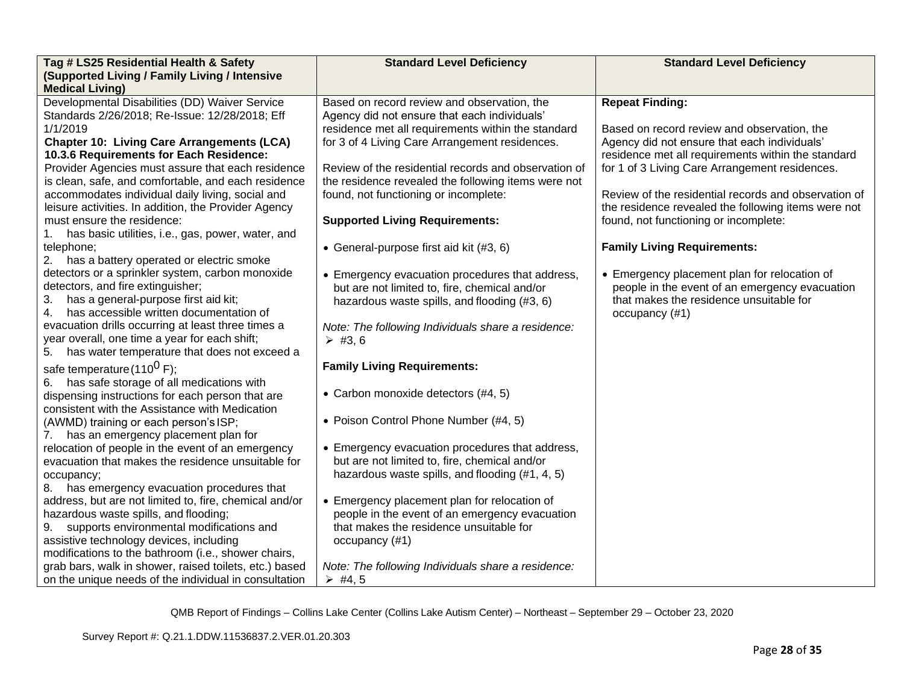| Tag # LS25 Residential Health & Safety (Supported Living / Family Living / Intensive Medical Living) | Standard Level Deficiency | Standard Level Deficiency |
|---|---|---|
| Developmental Disabilities (DD) Waiver Service Standards 2/26/2018; Re-Issue: 12/28/2018; Eff 1/1/2019<br>**Chapter 10: Living Care Arrangements (LCA)**<br>**10.3.6 Requirements for Each Residence:** Provider Agencies must assure that each residence is clean, safe, and comfortable, and each residence accommodates individual daily living, social and leisure activities. In addition, the Provider Agency must ensure the residence:<br>1. has basic utilities, i.e., gas, power, water, and telephone;<br>2. has a battery operated or electric smoke detectors or a sprinkler system, carbon monoxide detectors, and fire extinguisher;<br>3. has a general-purpose first aid kit;<br>4. has accessible written documentation of evacuation drills occurring at least three times a year overall, one time a year for each shift;<br>5. has water temperature that does not exceed a safe temperature (110$^0$ F);<br>6. has safe storage of all medications with dispensing instructions for each person that are consistent with the Assistance with Medication (AWMD) training or each person's ISP;<br>7. has an emergency placement plan for relocation of people in the event of an emergency evacuation that makes the residence unsuitable for occupancy;<br>8. has emergency evacuation procedures that address, but are not limited to, fire, chemical and/or hazardous waste spills, and flooding;<br>9. supports environmental modifications and assistive technology devices, including modifications to the bathroom (i.e., shower chairs, grab bars, walk in shower, raised toilets, etc.) based on the unique needs of the individual in consultation | Based on record review and observation, the Agency did not ensure that each individuals' residence met all requirements within the standard for 3 of 4 Living Care Arrangement residences.<br><br>Review of the residential records and observation of the residence revealed the following items were not found, not functioning or incomplete:<br><br>**Supported Living Requirements:**<br><br>• General-purpose first aid kit (#3, 6)<br><br>• Emergency evacuation procedures that address, but are not limited to, fire, chemical and/or hazardous waste spills, and flooding (#3, 6)<br><br>*Note: The following Individuals share a residence:*<br>➢ #3, 6<br><br>**Family Living Requirements:**<br><br>• Carbon monoxide detectors (#4, 5)<br><br>• Poison Control Phone Number (#4, 5)<br><br>• Emergency evacuation procedures that address, but are not limited to, fire, chemical and/or hazardous waste spills, and flooding (#1, 4, 5)<br><br>• Emergency placement plan for relocation of people in the event of an emergency evacuation that makes the residence unsuitable for occupancy (#1)<br><br>*Note: The following Individuals share a residence:*<br>➢ #4, 5 | **Repeat Finding:**<br><br>Based on record review and observation, the Agency did not ensure that each individuals' residence met all requirements within the standard for 1 of 3 Living Care Arrangement residences.<br><br>Review of the residential records and observation of the residence revealed the following items were not found, not functioning or incomplete:<br><br>**Family Living Requirements:**<br><br>• Emergency placement plan for relocation of people in the event of an emergency evacuation that makes the residence unsuitable for occupancy (#1) |

QMB Report of Findings – Collins Lake Center (Collins Lake Autism Center) – Northeast – September 29 – October 23, 2020

Survey Report #: Q.21.1.DDW.11536837.2.VER.01.20.303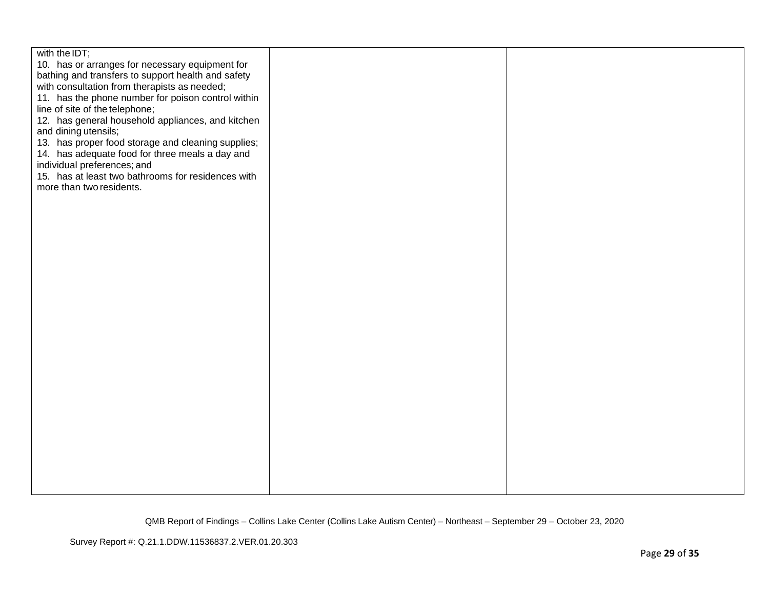| | | |
|---|---|---|
| with the IDT;<br>10. has or arranges for necessary equipment for bathing and transfers to support health and safety with consultation from therapists as needed;<br>11. has the phone number for poison control within line of site of the telephone;<br>12. has general household appliances, and kitchen and dining utensils;<br>13. has proper food storage and cleaning supplies;<br>14. has adequate food for three meals a day and individual preferences; and<br>15. has at least two bathrooms for residences with more than two residents. | | |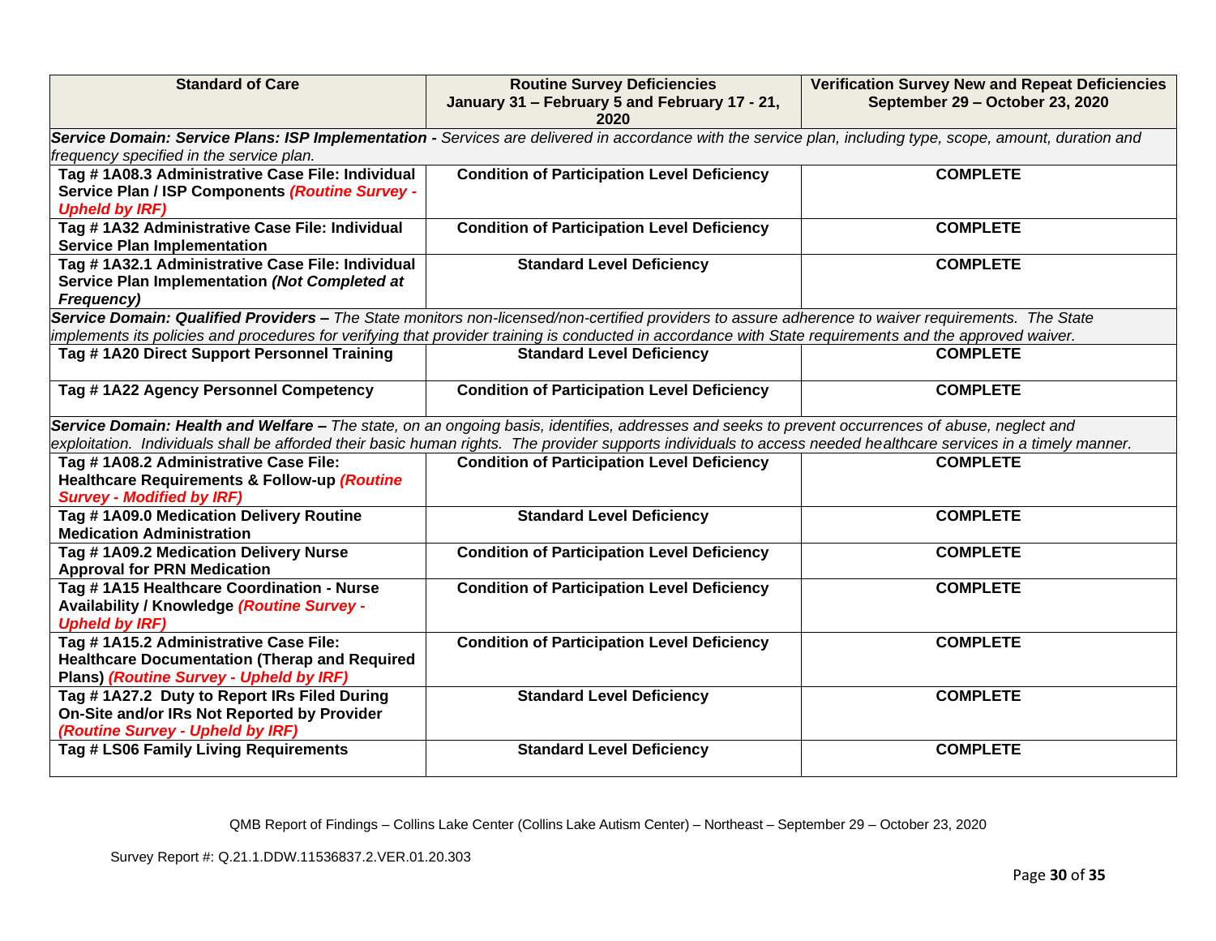| Standard of Care | Routine Survey Deficiencies January 31 – February 5 and February 17 - 21, 2020 | Verification Survey New and Repeat Deficiencies September 29 – October 23, 2020 |
|---|---|---|
| ***Service Domain: Service Plans: ISP Implementation -*** *Services are delivered in accordance with the service plan, including type, scope, amount, duration and frequency specified in the service plan.* | | |
| **Tag # 1A08.3 Administrative Case File: Individual Service Plan / ISP Components *(Routine Survey - Upheld by IRF)*** | **Condition of Participation Level Deficiency** | **COMPLETE** |
| **Tag # 1A32 Administrative Case File: Individual Service Plan Implementation** | **Condition of Participation Level Deficiency** | **COMPLETE** |
| **Tag # 1A32.1 Administrative Case File: Individual Service Plan Implementation *(Not Completed at Frequency)*** | **Standard Level Deficiency** | **COMPLETE** |
| ***Service Domain: Qualified Providers –*** *The State monitors non-licensed/non-certified providers to assure adherence to waiver requirements. The State implements its policies and procedures for verifying that provider training is conducted in accordance with State requirements and the approved waiver.* | | |
| **Tag # 1A20 Direct Support Personnel Training** | **Standard Level Deficiency** | **COMPLETE** |
| **Tag # 1A22 Agency Personnel Competency** | **Condition of Participation Level Deficiency** | **COMPLETE** |
| ***Service Domain: Health and Welfare –*** *The state, on an ongoing basis, identifies, addresses and seeks to prevent occurrences of abuse, neglect and exploitation. Individuals shall be afforded their basic human rights. The provider supports individuals to access needed healthcare services in a timely manner.* | | |
| **Tag # 1A08.2 Administrative Case File: Healthcare Requirements & Follow-up *(Routine Survey - Modified by IRF)*** | **Condition of Participation Level Deficiency** | **COMPLETE** |
| **Tag # 1A09.0 Medication Delivery Routine Medication Administration** | **Standard Level Deficiency** | **COMPLETE** |
| **Tag # 1A09.2 Medication Delivery Nurse Approval for PRN Medication** | **Condition of Participation Level Deficiency** | **COMPLETE** |
| **Tag # 1A15 Healthcare Coordination - Nurse Availability / Knowledge *(Routine Survey - Upheld by IRF)*** | **Condition of Participation Level Deficiency** | **COMPLETE** |
| **Tag # 1A15.2 Administrative Case File: Healthcare Documentation (Therap and Required Plans) *(Routine Survey - Upheld by IRF)*** | **Condition of Participation Level Deficiency** | **COMPLETE** |
| **Tag # 1A27.2 Duty to Report IRs Filed During On-Site and/or IRs Not Reported by Provider *(Routine Survey - Upheld by IRF)*** | **Standard Level Deficiency** | **COMPLETE** |
| **Tag # LS06 Family Living Requirements** | **Standard Level Deficiency** | **COMPLETE** |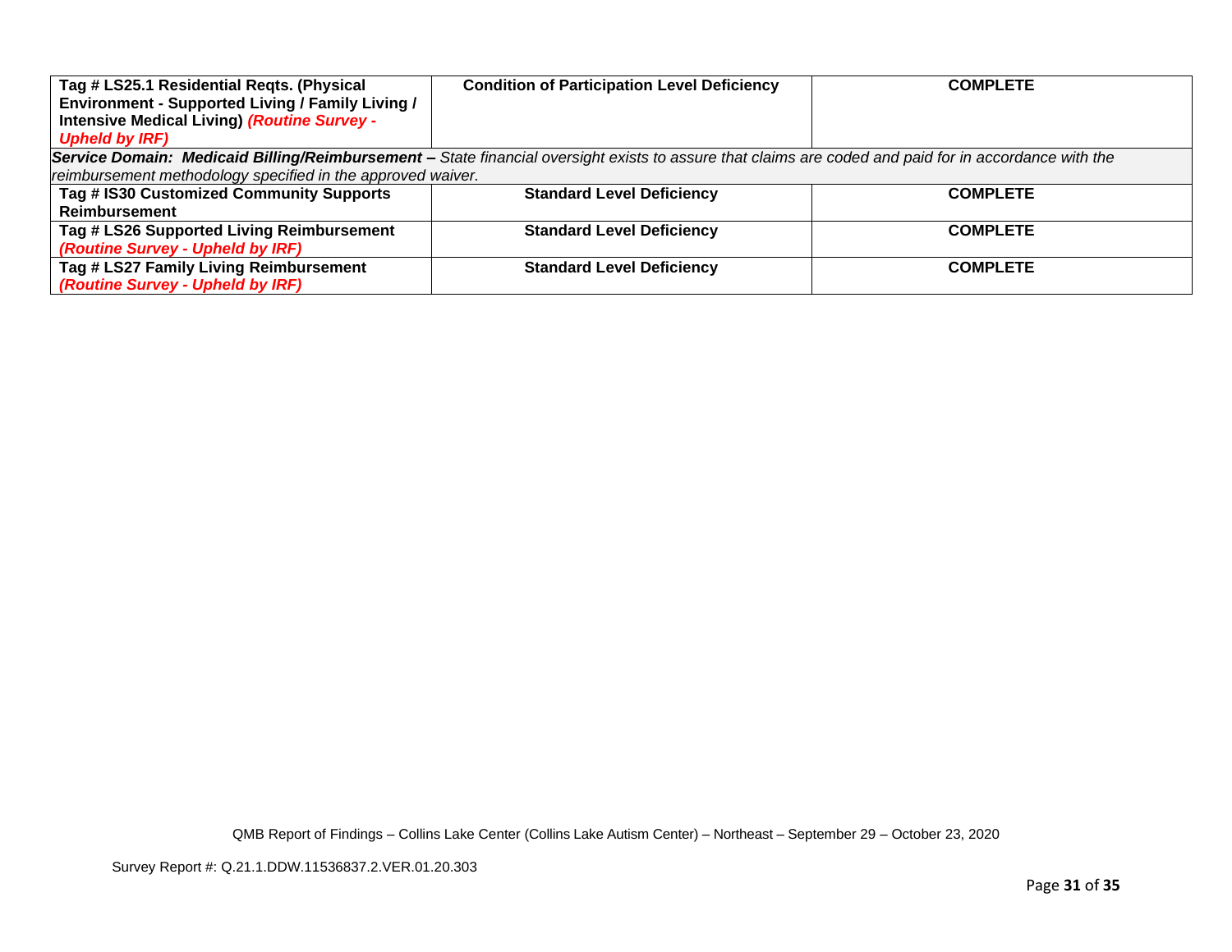| | | |
|---|---|---|
| **Tag # LS25.1 Residential Reqts. (Physical Environment - Supported Living / Family Living / Intensive Medical Living)** ***(Routine Survey - Upheld by IRF)*** | **Condition of Participation Level Deficiency** | **COMPLETE** |
| ***Service Domain: Medicaid Billing/Reimbursement –*** *State financial oversight exists to assure that claims are coded and paid for in accordance with the reimbursement methodology specified in the approved waiver.* | | |
| **Tag # IS30 Customized Community Supports Reimbursement** | **Standard Level Deficiency** | **COMPLETE** |
| **Tag # LS26 Supported Living Reimbursement** ***(Routine Survey - Upheld by IRF)*** | **Standard Level Deficiency** | **COMPLETE** |
| **Tag # LS27 Family Living Reimbursement** ***(Routine Survey - Upheld by IRF)*** | **Standard Level Deficiency** | **COMPLETE** |

QMB Report of Findings – Collins Lake Center (Collins Lake Autism Center) – Northeast – September 29 – October 23, 2020

Survey Report #: Q.21.1.DDW.11536837.2.VER.01.20.303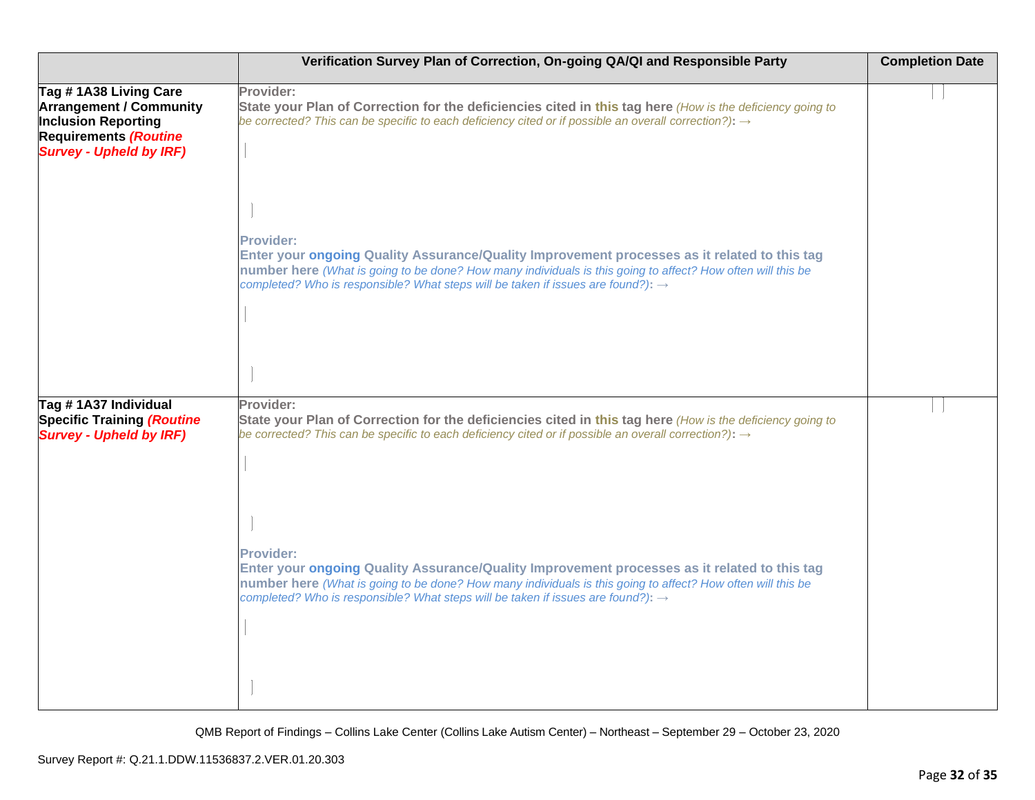| | Verification Survey Plan of Correction, On-going QA/QI and Responsible Party | Completion Date |
|---|---|---|
| **Tag # 1A38 Living Care Arrangement / Community Inclusion Reporting Requirements** ***(Routine Survey - Upheld by IRF)*** | **Provider:** **State your Plan of Correction for the deficiencies cited in this tag here** *(How is the deficiency going to be corrected? This can be specific to each deficiency cited or if possible an overall correction?)*: → <br><br> **Provider:** **Enter your ongoing Quality Assurance/Quality Improvement processes as it related to this tag number here** *(What is going to be done? How many individuals is this going to affect? How often will this be completed? Who is responsible? What steps will be taken if issues are found?)*: → | |
| **Tag # 1A37 Individual Specific Training** ***(Routine Survey - Upheld by IRF)*** | **Provider:** **State your Plan of Correction for the deficiencies cited in this tag here** *(How is the deficiency going to be corrected? This can be specific to each deficiency cited or if possible an overall correction?)*: → <br><br> **Provider:** **Enter your ongoing Quality Assurance/Quality Improvement processes as it related to this tag number here** *(What is going to be done? How many individuals is this going to affect? How often will this be completed? Who is responsible? What steps will be taken if issues are found?)*: → | |

QMB Report of Findings – Collins Lake Center (Collins Lake Autism Center) – Northeast – September 29 – October 23, 2020

Survey Report #: Q.21.1.DDW.11536837.2.VER.01.20.303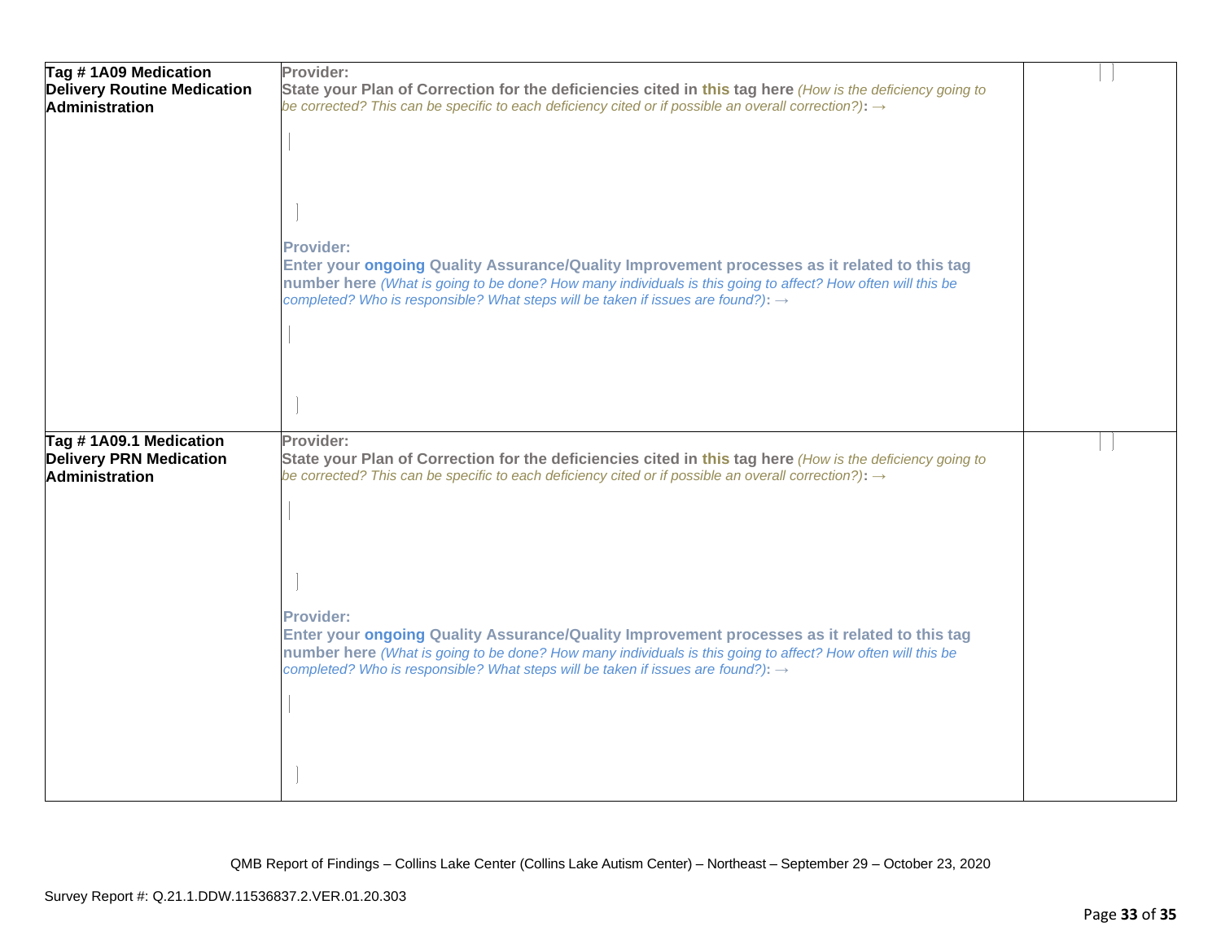| | | |
|---|---|---|
| **Tag # 1A09 Medication Delivery Routine Medication Administration** | **Provider:**<br>**State your Plan of Correction for the deficiencies cited in this tag here** *(How is the deficiency going to be corrected? This can be specific to each deficiency cited or if possible an overall correction?)*: →<br><br><br><br>**Provider:**<br>**Enter your ongoing Quality Assurance/Quality Improvement processes as it related to this tag number here** *(What is going to be done? How many individuals is this going to affect? How often will this be completed? Who is responsible? What steps will be taken if issues are found?)*: → | |
| **Tag # 1A09.1 Medication Delivery PRN Medication Administration** | **Provider:**<br>**State your Plan of Correction for the deficiencies cited in this tag here** *(How is the deficiency going to be corrected? This can be specific to each deficiency cited or if possible an overall correction?)*: →<br><br><br><br>**Provider:**<br>**Enter your ongoing Quality Assurance/Quality Improvement processes as it related to this tag number here** *(What is going to be done? How many individuals is this going to affect? How often will this be completed? Who is responsible? What steps will be taken if issues are found?)*: → | |

QMB Report of Findings – Collins Lake Center (Collins Lake Autism Center) – Northeast – September 29 – October 23, 2020

Survey Report #: Q.21.1.DDW.11536837.2.VER.01.20.303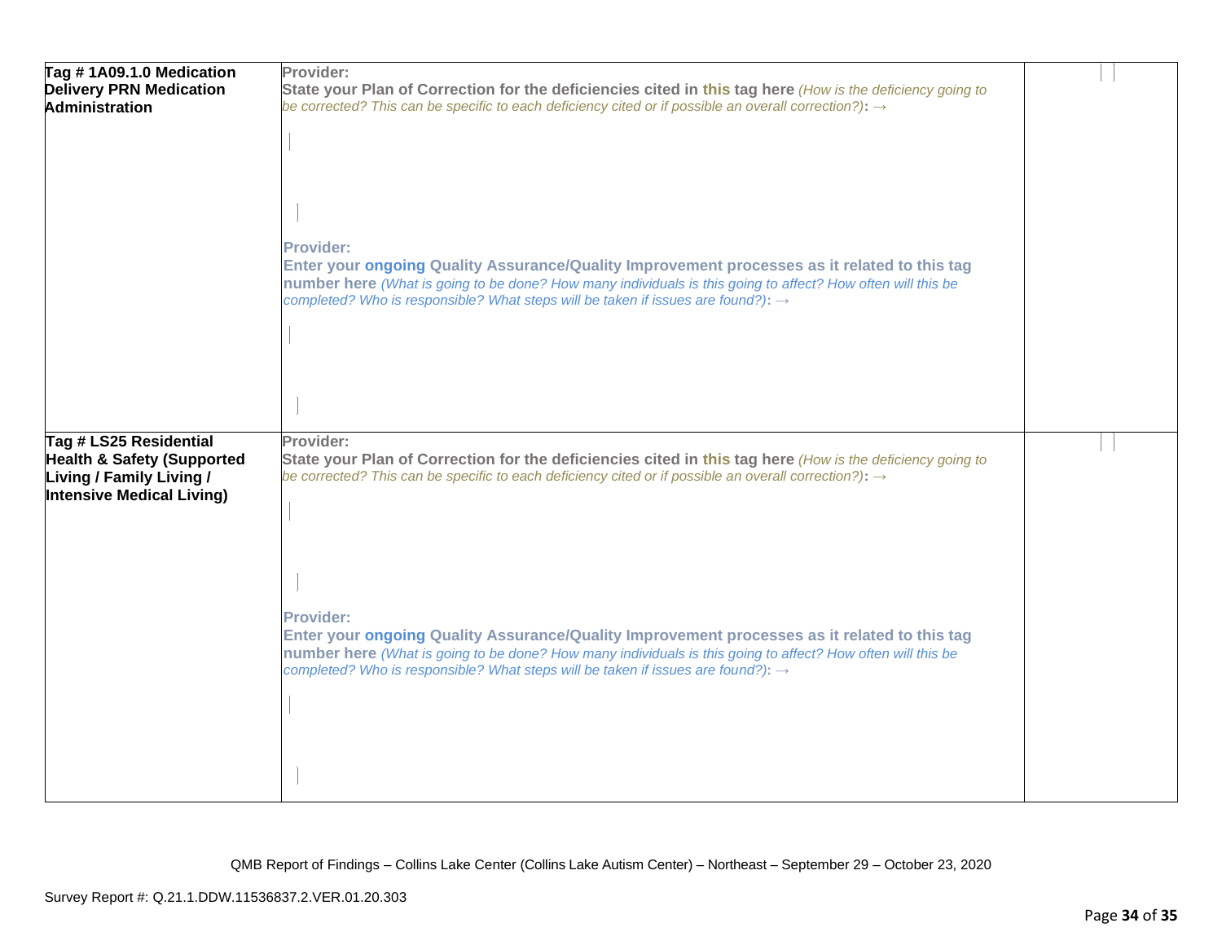| | | |
|---|---|---|
| **Tag # 1A09.1.0 Medication Delivery PRN Medication Administration** | **Provider:**<br>**State your Plan of Correction for the deficiencies cited in this tag here** *(How is the deficiency going to be corrected? This can be specific to each deficiency cited or if possible an overall correction?)*: →<br><br><br>**Provider:**<br>**Enter your ongoing Quality Assurance/Quality Improvement processes as it related to this tag number here** *(What is going to be done? How many individuals is this going to affect? How often will this be completed? Who is responsible? What steps will be taken if issues are found?)*: → | |
| **Tag # LS25 Residential Health & Safety (Supported Living / Family Living / Intensive Medical Living)** | **Provider:**<br>**State your Plan of Correction for the deficiencies cited in this tag here** *(How is the deficiency going to be corrected? This can be specific to each deficiency cited or if possible an overall correction?)*: →<br><br><br>**Provider:**<br>**Enter your ongoing Quality Assurance/Quality Improvement processes as it related to this tag number here** *(What is going to be done? How many individuals is this going to affect? How often will this be completed? Who is responsible? What steps will be taken if issues are found?)*: → | |

QMB Report of Findings – Collins Lake Center (Collins Lake Autism Center) – Northeast – September 29 – October 23, 2020

Survey Report #: Q.21.1.DDW.11536837.2.VER.01.20.303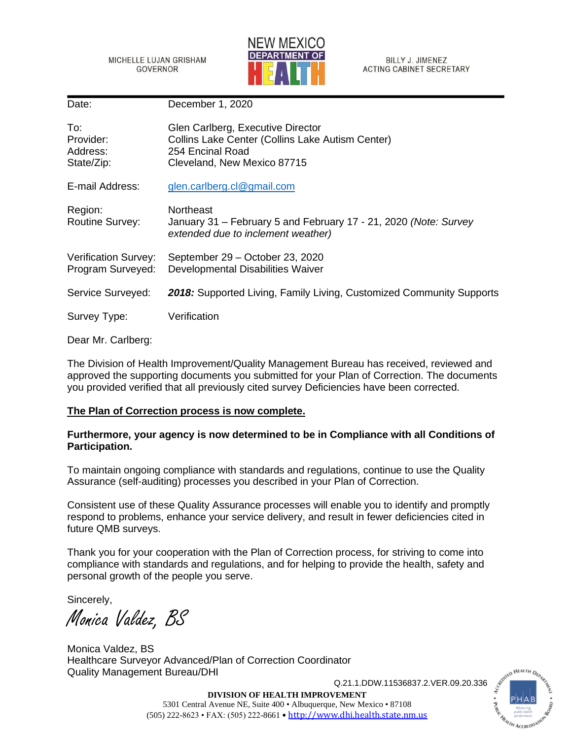MICHELLE LUJAN GRISHAM
GOVERNOR

NEW MEXICO
DEPARTMENT OF
HEALTH

BILLY J. JIMENEZ
ACTING CABINET SECRETARY

| | |
|---|---|
| Date: | December 1, 2020 |
| To: | Glen Carlberg, Executive Director |
| Provider: | Collins Lake Center (Collins Lake Autism Center) |
| Address: | 254 Encinal Road |
| State/Zip: | Cleveland, New Mexico 87715 |
| E-mail Address: | glen.carlberg.cl@gmail.com |
| Region: | Northeast |
| Routine Survey: | January 31 – February 5 and February 17 - 21, 2020 *(Note: Survey extended due to inclement weather)* |
| Verification Survey: | September 29 – October 23, 2020 |
| Program Surveyed: | Developmental Disabilities Waiver |
| Service Surveyed: | ***2018:*** Supported Living, Family Living, Customized Community Supports |
| Survey Type: | Verification |

Dear Mr. Carlberg:

The Division of Health Improvement/Quality Management Bureau has received, reviewed and approved the supporting documents you submitted for your Plan of Correction. The documents you provided verified that all previously cited survey Deficiencies have been corrected.

**The Plan of Correction process is now complete.**

**Furthermore, your agency is now determined to be in Compliance with all Conditions of Participation.**

To maintain ongoing compliance with standards and regulations, continue to use the Quality Assurance (self-auditing) processes you described in your Plan of Correction.

Consistent use of these Quality Assurance processes will enable you to identify and promptly respond to problems, enhance your service delivery, and result in fewer deficiencies cited in future QMB surveys.

Thank you for your cooperation with the Plan of Correction process, for striving to come into compliance with standards and regulations, and for helping to provide the health, safety and personal growth of the people you serve.

Sincerely,

*Monica Valdez, BS*

Monica Valdez, BS
Healthcare Surveyor Advanced/Plan of Correction Coordinator
Quality Management Bureau/DHI

Q.21.1.DDW.11536837.2.VER.09.20.336

**DIVISION OF HEALTH IMPROVEMENT**
5301 Central Avenue NE, Suite 400 • Albuquerque, New Mexico • 87108
(505) 222-8623 • FAX: (505) 222-8661 • http://www.dhi.health.state.nm.us